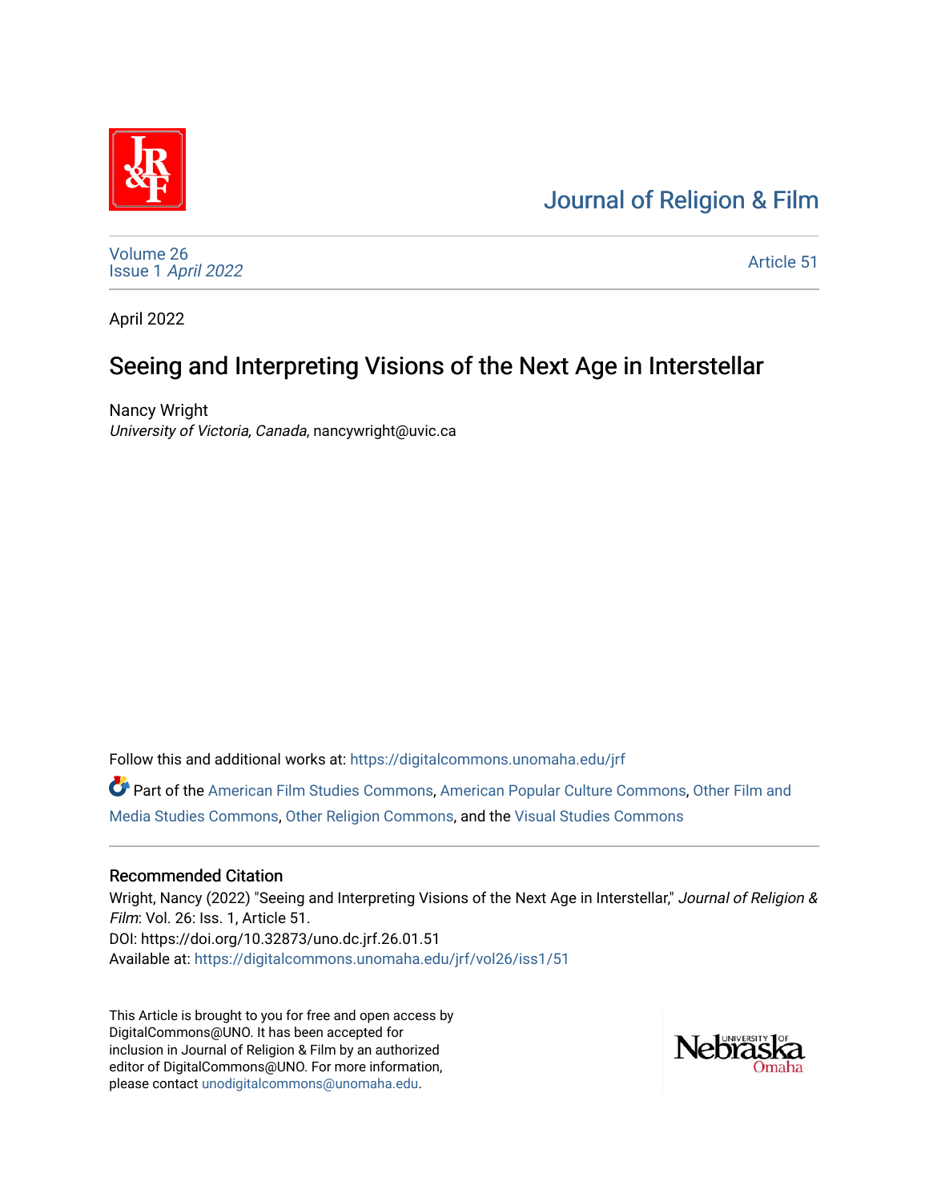Journal of Religion & Film

Volume 26
Issue 1 *April 2022*

Article 51

April 2022

# Seeing and Interpreting Visions of the Next Age in Interstellar

Nancy Wright
*University of Victoria, Canada*, nancywright@uvic.ca

Follow this and additional works at: https://digitalcommons.unomaha.edu/jrf

Part of the American Film Studies Commons, American Popular Culture Commons, Other Film and Media Studies Commons, Other Religion Commons, and the Visual Studies Commons

## Recommended Citation

Wright, Nancy (2022) "Seeing and Interpreting Visions of the Next Age in Interstellar," *Journal of Religion & Film*: Vol. 26: Iss. 1, Article 51.
DOI: https://doi.org/10.32873/uno.dc.jrf.26.01.51
Available at: https://digitalcommons.unomaha.edu/jrf/vol26/iss1/51

This Article is brought to you for free and open access by DigitalCommons@UNO. It has been accepted for inclusion in Journal of Religion & Film by an authorized editor of DigitalCommons@UNO. For more information, please contact unodigitalcommons@unomaha.edu.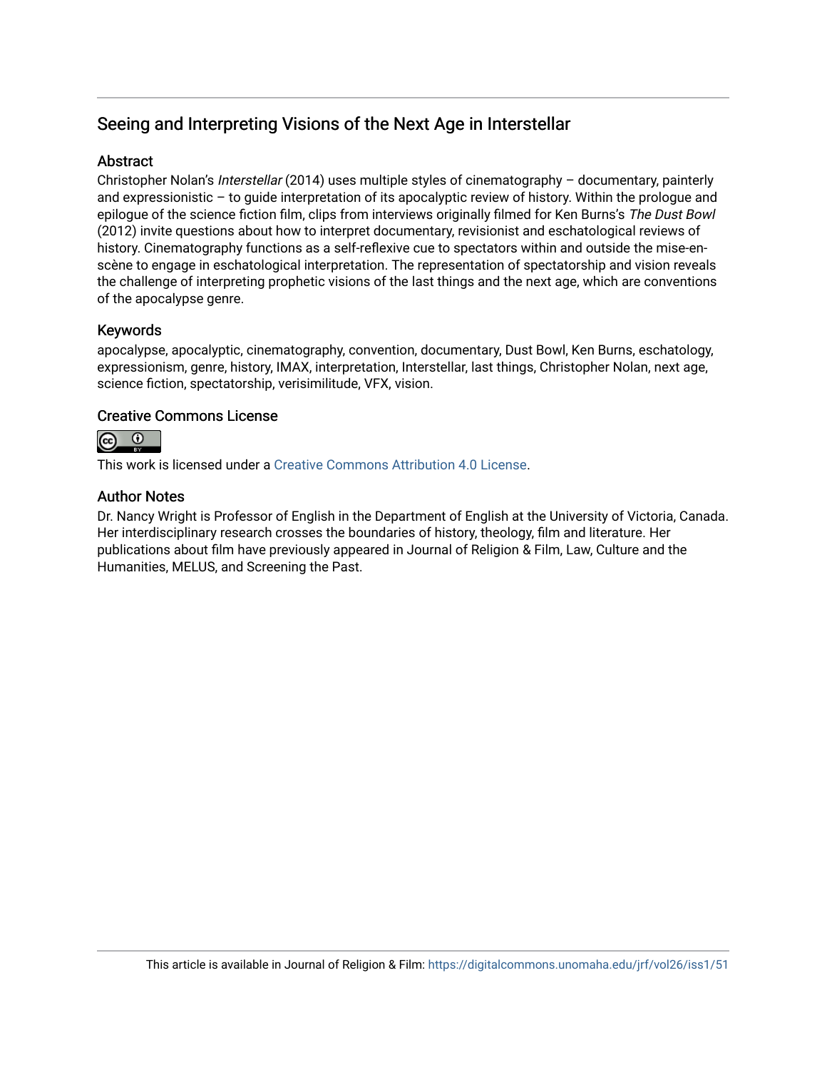## Seeing and Interpreting Visions of the Next Age in Interstellar

### Abstract

Christopher Nolan's *Interstellar* (2014) uses multiple styles of cinematography – documentary, painterly and expressionistic – to guide interpretation of its apocalyptic review of history. Within the prologue and epilogue of the science fiction film, clips from interviews originally filmed for Ken Burns's *The Dust Bowl* (2012) invite questions about how to interpret documentary, revisionist and eschatological reviews of history. Cinematography functions as a self-reflexive cue to spectators within and outside the mise-en-scène to engage in eschatological interpretation. The representation of spectatorship and vision reveals the challenge of interpreting prophetic visions of the last things and the next age, which are conventions of the apocalypse genre.

### Keywords

apocalypse, apocalyptic, cinematography, convention, documentary, Dust Bowl, Ken Burns, eschatology, expressionism, genre, history, IMAX, interpretation, Interstellar, last things, Christopher Nolan, next age, science fiction, spectatorship, verisimilitude, VFX, vision.

### Creative Commons License

This work is licensed under a Creative Commons Attribution 4.0 License.

### Author Notes

Dr. Nancy Wright is Professor of English in the Department of English at the University of Victoria, Canada. Her interdisciplinary research crosses the boundaries of history, theology, film and literature. Her publications about film have previously appeared in Journal of Religion & Film, Law, Culture and the Humanities, MELUS, and Screening the Past.

This article is available in Journal of Religion & Film: https://digitalcommons.unomaha.edu/jrf/vol26/iss1/51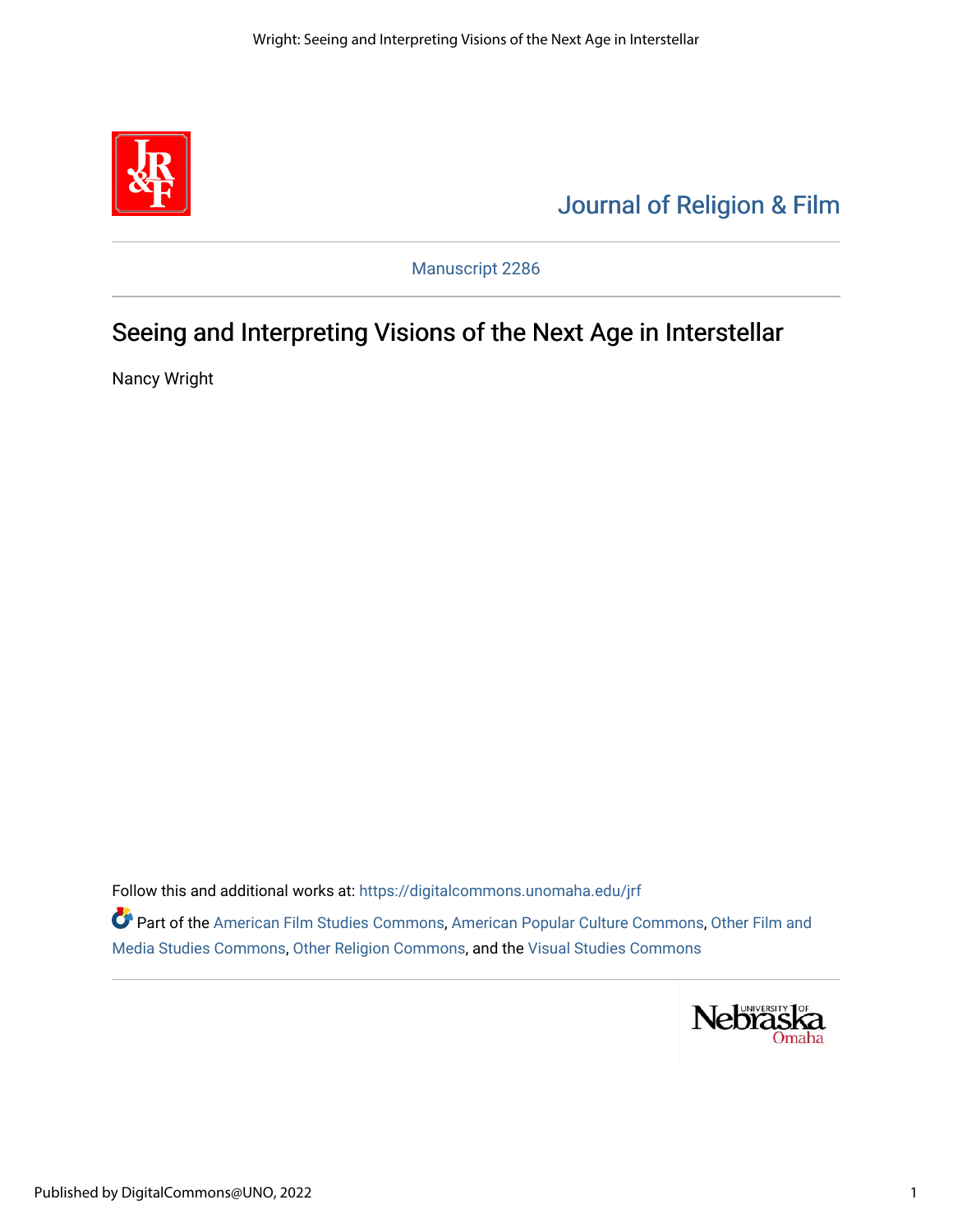Journal of Religion & Film

Manuscript 2286

# Seeing and Interpreting Visions of the Next Age in Interstellar

Nancy Wright

Follow this and additional works at: https://digitalcommons.unomaha.edu/jrf

Part of the American Film Studies Commons, American Popular Culture Commons, Other Film and Media Studies Commons, Other Religion Commons, and the Visual Studies Commons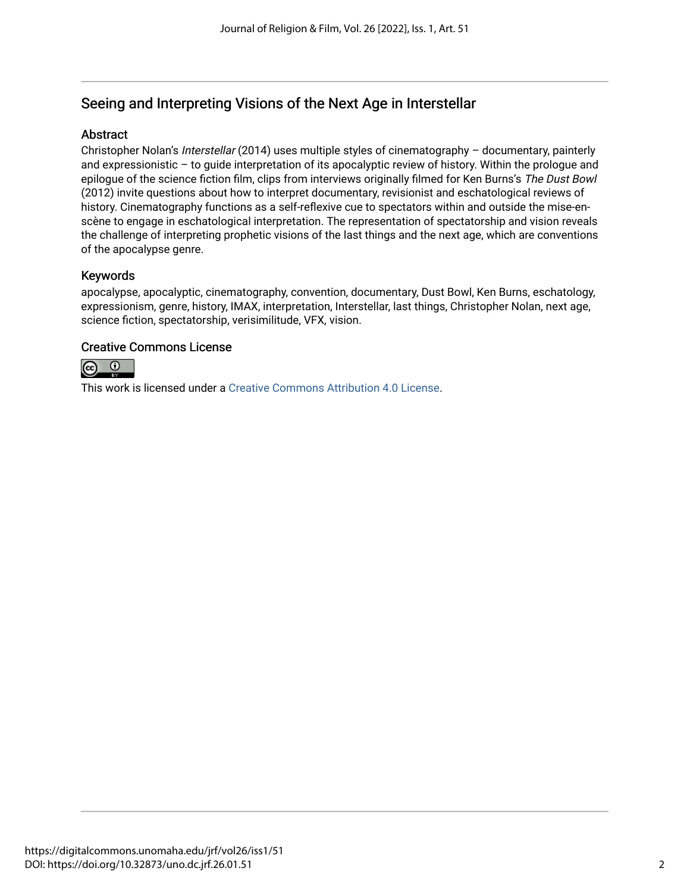## Seeing and Interpreting Visions of the Next Age in Interstellar

### Abstract

Christopher Nolan's *Interstellar* (2014) uses multiple styles of cinematography – documentary, painterly and expressionistic – to guide interpretation of its apocalyptic review of history. Within the prologue and epilogue of the science fiction film, clips from interviews originally filmed for Ken Burns's *The Dust Bowl* (2012) invite questions about how to interpret documentary, revisionist and eschatological reviews of history. Cinematography functions as a self-reflexive cue to spectators within and outside the mise-en-scène to engage in eschatological interpretation. The representation of spectatorship and vision reveals the challenge of interpreting prophetic visions of the last things and the next age, which are conventions of the apocalypse genre.

### Keywords

apocalypse, apocalyptic, cinematography, convention, documentary, Dust Bowl, Ken Burns, eschatology, expressionism, genre, history, IMAX, interpretation, Interstellar, last things, Christopher Nolan, next age, science fiction, spectatorship, verisimilitude, VFX, vision.

### Creative Commons License

This work is licensed under a Creative Commons Attribution 4.0 License.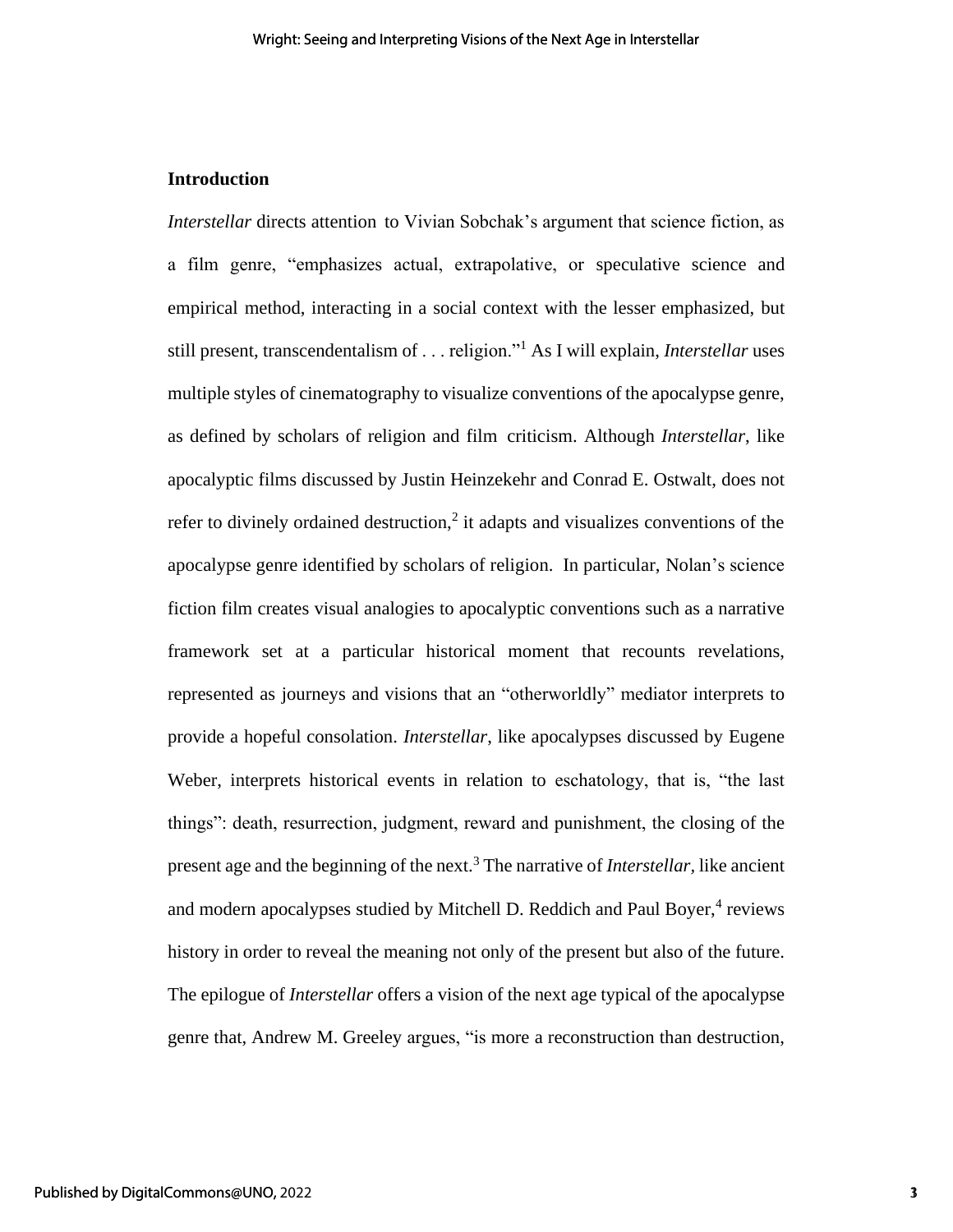**Introduction**

*Interstellar* directs attention to Vivian Sobchak's argument that science fiction, as a film genre, "emphasizes actual, extrapolative, or speculative science and empirical method, interacting in a social context with the lesser emphasized, but still present, transcendentalism of . . . religion."[1] As I will explain, *Interstellar* uses multiple styles of cinematography to visualize conventions of the apocalypse genre, as defined by scholars of religion and film criticism. Although *Interstellar*, like apocalyptic films discussed by Justin Heinzekehr and Conrad E. Ostwalt, does not refer to divinely ordained destruction,[2] it adapts and visualizes conventions of the apocalypse genre identified by scholars of religion. In particular, Nolan's science fiction film creates visual analogies to apocalyptic conventions such as a narrative framework set at a particular historical moment that recounts revelations, represented as journeys and visions that an "otherworldly" mediator interprets to provide a hopeful consolation. *Interstellar*, like apocalypses discussed by Eugene Weber, interprets historical events in relation to eschatology, that is, "the last things": death, resurrection, judgment, reward and punishment, the closing of the present age and the beginning of the next.[3] The narrative of *Interstellar*, like ancient and modern apocalypses studied by Mitchell D. Reddich and Paul Boyer,[4] reviews history in order to reveal the meaning not only of the present but also of the future. The epilogue of *Interstellar* offers a vision of the next age typical of the apocalypse genre that, Andrew M. Greeley argues, "is more a reconstruction than destruction,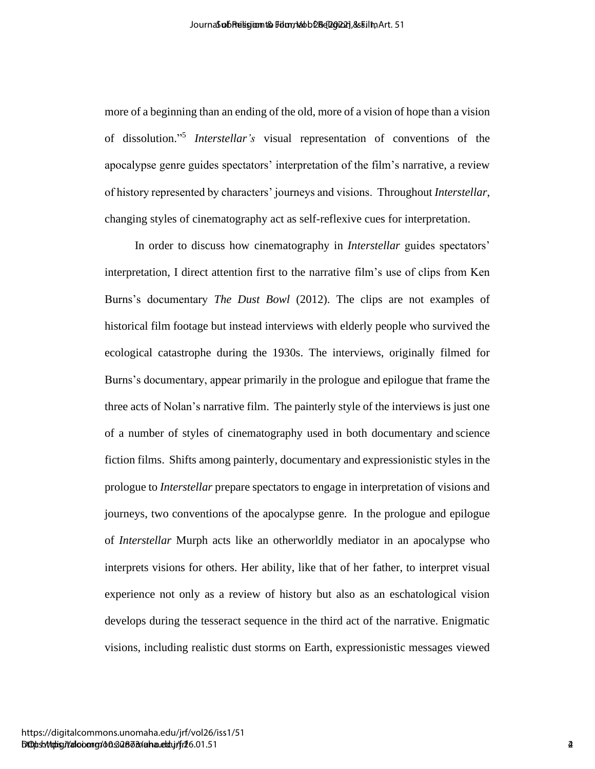more of a beginning than an ending of the old, more of a vision of hope than a vision of dissolution."[5] *Interstellar's* visual representation of conventions of the apocalypse genre guides spectators' interpretation of the film's narrative, a review of history represented by characters' journeys and visions. Throughout *Interstellar*, changing styles of cinematography act as self-reflexive cues for interpretation.

In order to discuss how cinematography in *Interstellar* guides spectators' interpretation, I direct attention first to the narrative film's use of clips from Ken Burns's documentary *The Dust Bowl* (2012). The clips are not examples of historical film footage but instead interviews with elderly people who survived the ecological catastrophe during the 1930s. The interviews, originally filmed for Burns's documentary, appear primarily in the prologue and epilogue that frame the three acts of Nolan's narrative film. The painterly style of the interviews is just one of a number of styles of cinematography used in both documentary and science fiction films. Shifts among painterly, documentary and expressionistic styles in the prologue to *Interstellar* prepare spectators to engage in interpretation of visions and journeys, two conventions of the apocalypse genre. In the prologue and epilogue of *Interstellar* Murph acts like an otherworldly mediator in an apocalypse who interprets visions for others. Her ability, like that of her father, to interpret visual experience not only as a review of history but also as an eschatological vision develops during the tesseract sequence in the third act of the narrative. Enigmatic visions, including realistic dust storms on Earth, expressionistic messages viewed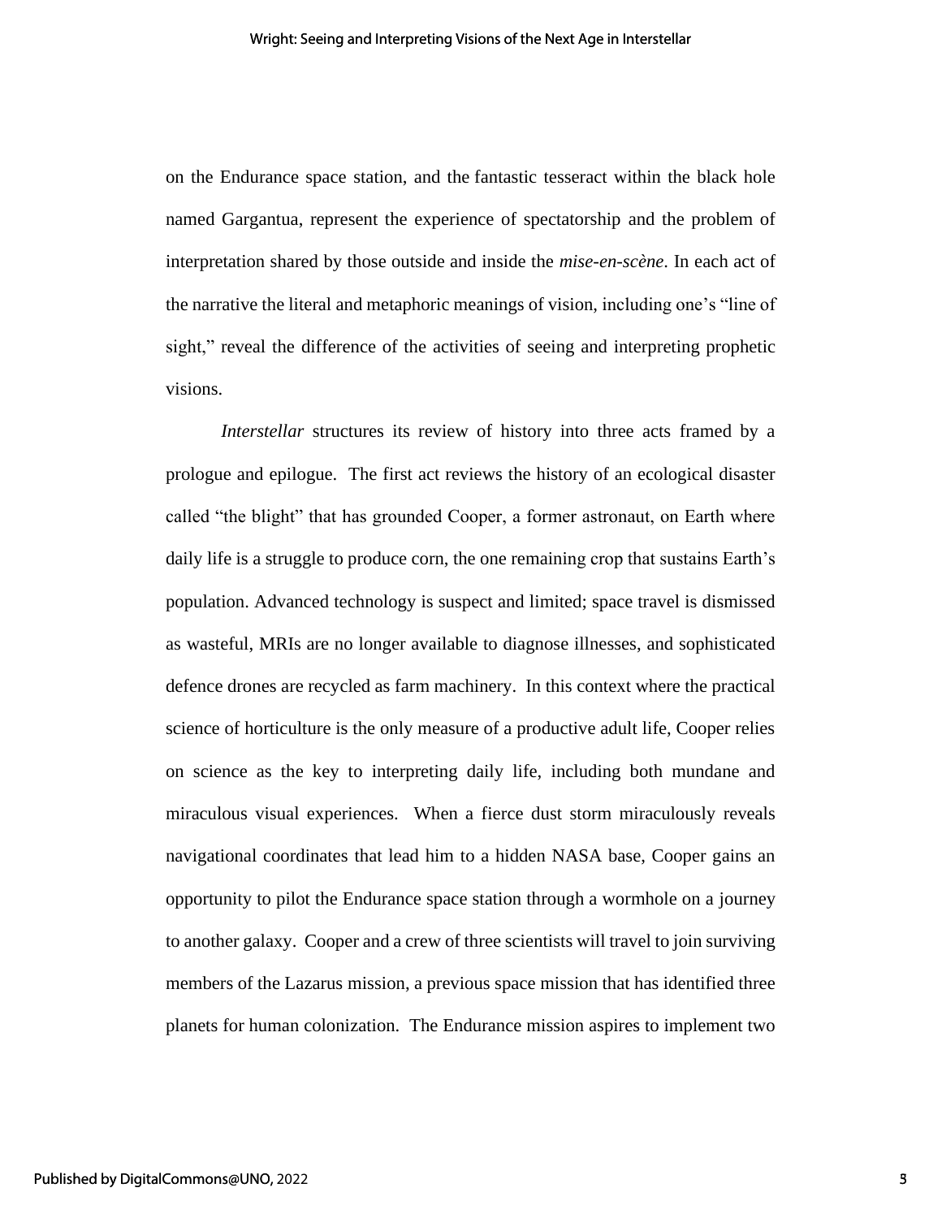on the Endurance space station, and the fantastic tesseract within the black hole named Gargantua, represent the experience of spectatorship and the problem of interpretation shared by those outside and inside the *mise-en-scène*. In each act of the narrative the literal and metaphoric meanings of vision, including one's "line of sight," reveal the difference of the activities of seeing and interpreting prophetic visions.

*Interstellar* structures its review of history into three acts framed by a prologue and epilogue. The first act reviews the history of an ecological disaster called "the blight" that has grounded Cooper, a former astronaut, on Earth where daily life is a struggle to produce corn, the one remaining crop that sustains Earth's population. Advanced technology is suspect and limited; space travel is dismissed as wasteful, MRIs are no longer available to diagnose illnesses, and sophisticated defence drones are recycled as farm machinery. In this context where the practical science of horticulture is the only measure of a productive adult life, Cooper relies on science as the key to interpreting daily life, including both mundane and miraculous visual experiences. When a fierce dust storm miraculously reveals navigational coordinates that lead him to a hidden NASA base, Cooper gains an opportunity to pilot the Endurance space station through a wormhole on a journey to another galaxy. Cooper and a crew of three scientists will travel to join surviving members of the Lazarus mission, a previous space mission that has identified three planets for human colonization. The Endurance mission aspires to implement two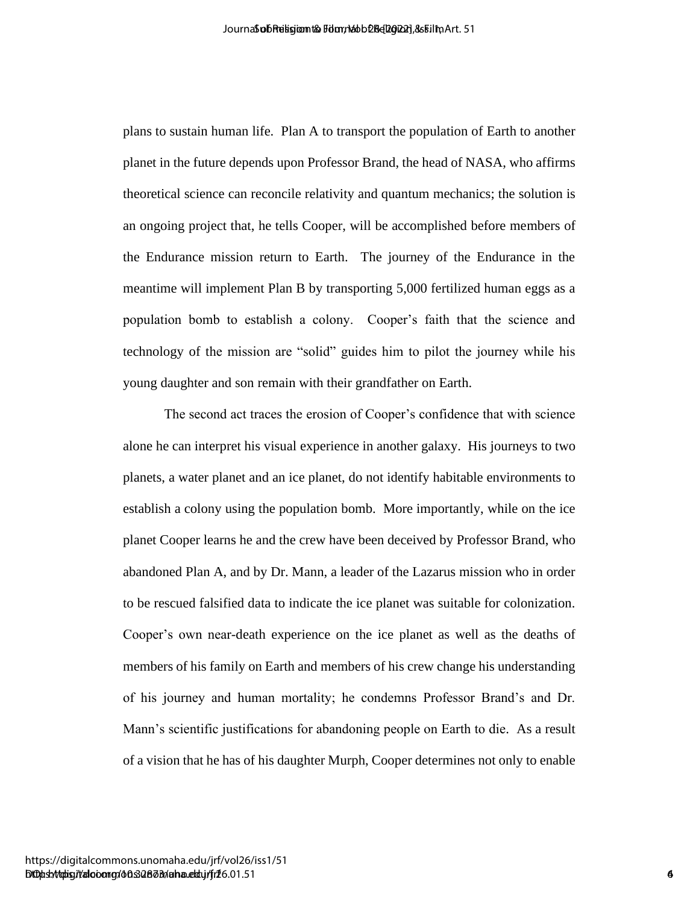plans to sustain human life. Plan A to transport the population of Earth to another planet in the future depends upon Professor Brand, the head of NASA, who affirms theoretical science can reconcile relativity and quantum mechanics; the solution is an ongoing project that, he tells Cooper, will be accomplished before members of the Endurance mission return to Earth. The journey of the Endurance in the meantime will implement Plan B by transporting 5,000 fertilized human eggs as a population bomb to establish a colony. Cooper's faith that the science and technology of the mission are "solid" guides him to pilot the journey while his young daughter and son remain with their grandfather on Earth.

The second act traces the erosion of Cooper's confidence that with science alone he can interpret his visual experience in another galaxy. His journeys to two planets, a water planet and an ice planet, do not identify habitable environments to establish a colony using the population bomb. More importantly, while on the ice planet Cooper learns he and the crew have been deceived by Professor Brand, who abandoned Plan A, and by Dr. Mann, a leader of the Lazarus mission who in order to be rescued falsified data to indicate the ice planet was suitable for colonization. Cooper's own near-death experience on the ice planet as well as the deaths of members of his family on Earth and members of his crew change his understanding of his journey and human mortality; he condemns Professor Brand's and Dr. Mann's scientific justifications for abandoning people on Earth to die. As a result of a vision that he has of his daughter Murph, Cooper determines not only to enable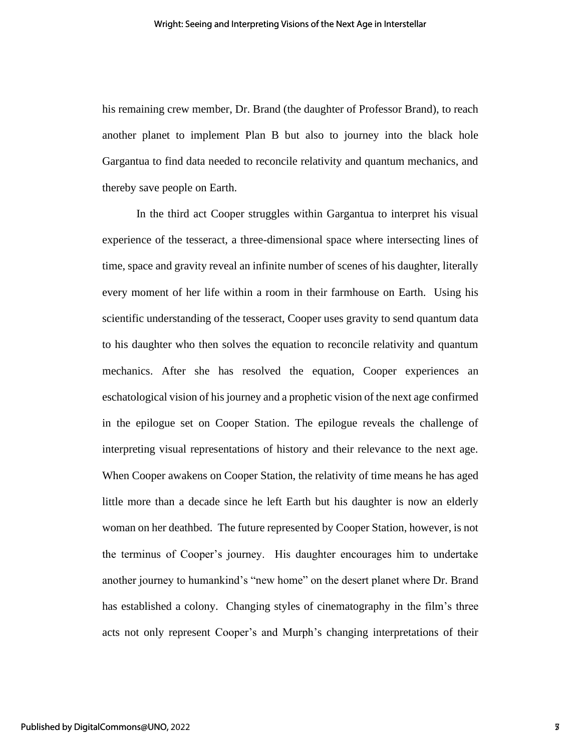his remaining crew member, Dr. Brand (the daughter of Professor Brand), to reach another planet to implement Plan B but also to journey into the black hole Gargantua to find data needed to reconcile relativity and quantum mechanics, and thereby save people on Earth.

In the third act Cooper struggles within Gargantua to interpret his visual experience of the tesseract, a three-dimensional space where intersecting lines of time, space and gravity reveal an infinite number of scenes of his daughter, literally every moment of her life within a room in their farmhouse on Earth. Using his scientific understanding of the tesseract, Cooper uses gravity to send quantum data to his daughter who then solves the equation to reconcile relativity and quantum mechanics. After she has resolved the equation, Cooper experiences an eschatological vision of his journey and a prophetic vision of the next age confirmed in the epilogue set on Cooper Station. The epilogue reveals the challenge of interpreting visual representations of history and their relevance to the next age. When Cooper awakens on Cooper Station, the relativity of time means he has aged little more than a decade since he left Earth but his daughter is now an elderly woman on her deathbed. The future represented by Cooper Station, however, is not the terminus of Cooper's journey. His daughter encourages him to undertake another journey to humankind's "new home" on the desert planet where Dr. Brand has established a colony. Changing styles of cinematography in the film's three acts not only represent Cooper's and Murph's changing interpretations of their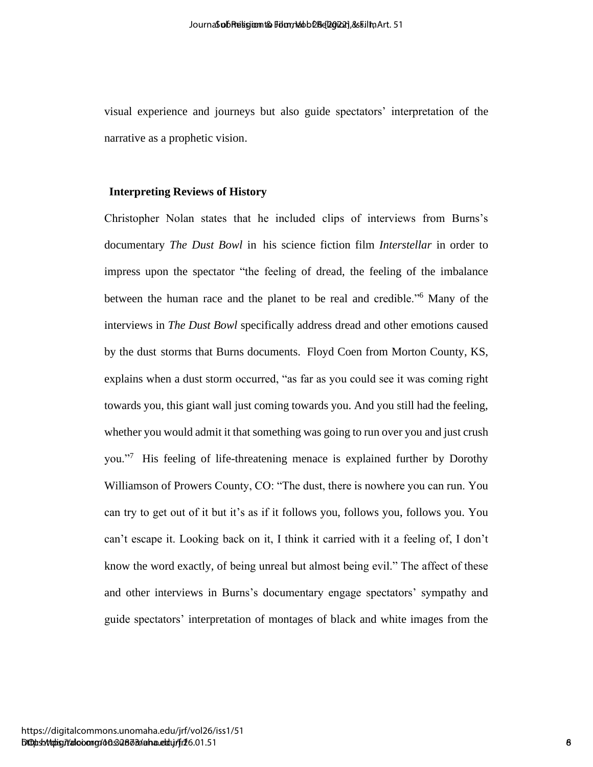visual experience and journeys but also guide spectators' interpretation of the narrative as a prophetic vision.

## Interpreting Reviews of History

Christopher Nolan states that he included clips of interviews from Burns's documentary *The Dust Bowl* in his science fiction film *Interstellar* in order to impress upon the spectator "the feeling of dread, the feeling of the imbalance between the human race and the planet to be real and credible."[6] Many of the interviews in *The Dust Bowl* specifically address dread and other emotions caused by the dust storms that Burns documents. Floyd Coen from Morton County, KS, explains when a dust storm occurred, "as far as you could see it was coming right towards you, this giant wall just coming towards you. And you still had the feeling, whether you would admit it that something was going to run over you and just crush you."[7] His feeling of life-threatening menace is explained further by Dorothy Williamson of Prowers County, CO: "The dust, there is nowhere you can run. You can try to get out of it but it's as if it follows you, follows you, follows you. You can't escape it. Looking back on it, I think it carried with it a feeling of, I don't know the word exactly, of being unreal but almost being evil." The affect of these and other interviews in Burns's documentary engage spectators' sympathy and guide spectators' interpretation of montages of black and white images from the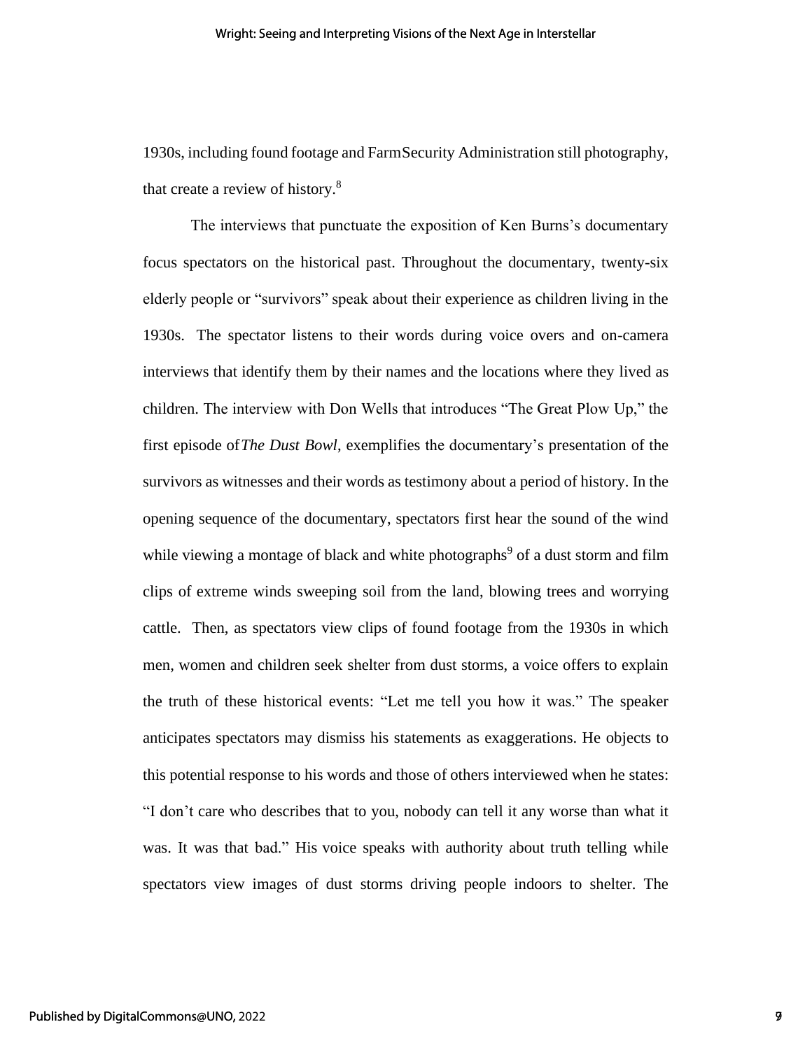1930s, including found footage and Farm Security Administration still photography, that create a review of history.[8]

The interviews that punctuate the exposition of Ken Burns's documentary focus spectators on the historical past. Throughout the documentary, twenty-six elderly people or "survivors" speak about their experience as children living in the 1930s. The spectator listens to their words during voice overs and on-camera interviews that identify them by their names and the locations where they lived as children. The interview with Don Wells that introduces "The Great Plow Up," the first episode of *The Dust Bowl*, exemplifies the documentary's presentation of the survivors as witnesses and their words as testimony about a period of history. In the opening sequence of the documentary, spectators first hear the sound of the wind while viewing a montage of black and white photographs[9] of a dust storm and film clips of extreme winds sweeping soil from the land, blowing trees and worrying cattle. Then, as spectators view clips of found footage from the 1930s in which men, women and children seek shelter from dust storms, a voice offers to explain the truth of these historical events: "Let me tell you how it was." The speaker anticipates spectators may dismiss his statements as exaggerations. He objects to this potential response to his words and those of others interviewed when he states: "I don't care who describes that to you, nobody can tell it any worse than what it was. It was that bad." His voice speaks with authority about truth telling while spectators view images of dust storms driving people indoors to shelter. The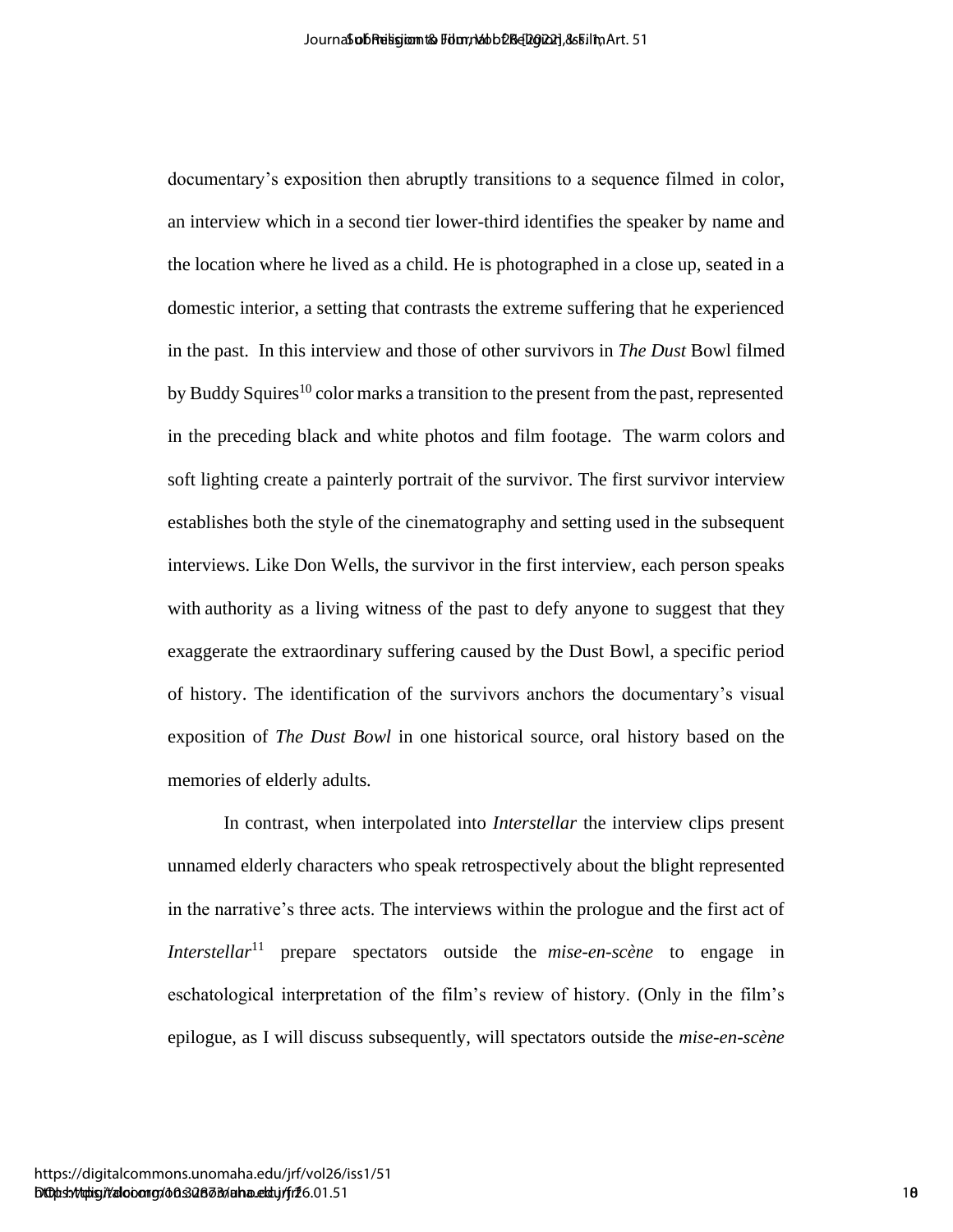documentary's exposition then abruptly transitions to a sequence filmed in color, an interview which in a second tier lower-third identifies the speaker by name and the location where he lived as a child. He is photographed in a close up, seated in a domestic interior, a setting that contrasts the extreme suffering that he experienced in the past. In this interview and those of other survivors in *The Dust* Bowl filmed by Buddy Squires[10] color marks a transition to the present from the past, represented in the preceding black and white photos and film footage. The warm colors and soft lighting create a painterly portrait of the survivor. The first survivor interview establishes both the style of the cinematography and setting used in the subsequent interviews. Like Don Wells, the survivor in the first interview, each person speaks with authority as a living witness of the past to defy anyone to suggest that they exaggerate the extraordinary suffering caused by the Dust Bowl, a specific period of history. The identification of the survivors anchors the documentary's visual exposition of *The Dust Bowl* in one historical source, oral history based on the memories of elderly adults.

In contrast, when interpolated into *Interstellar* the interview clips present unnamed elderly characters who speak retrospectively about the blight represented in the narrative's three acts. The interviews within the prologue and the first act of *Interstellar*[11] prepare spectators outside the *mise-en-scène* to engage in eschatological interpretation of the film's review of history. (Only in the film's epilogue, as I will discuss subsequently, will spectators outside the *mise-en-scène*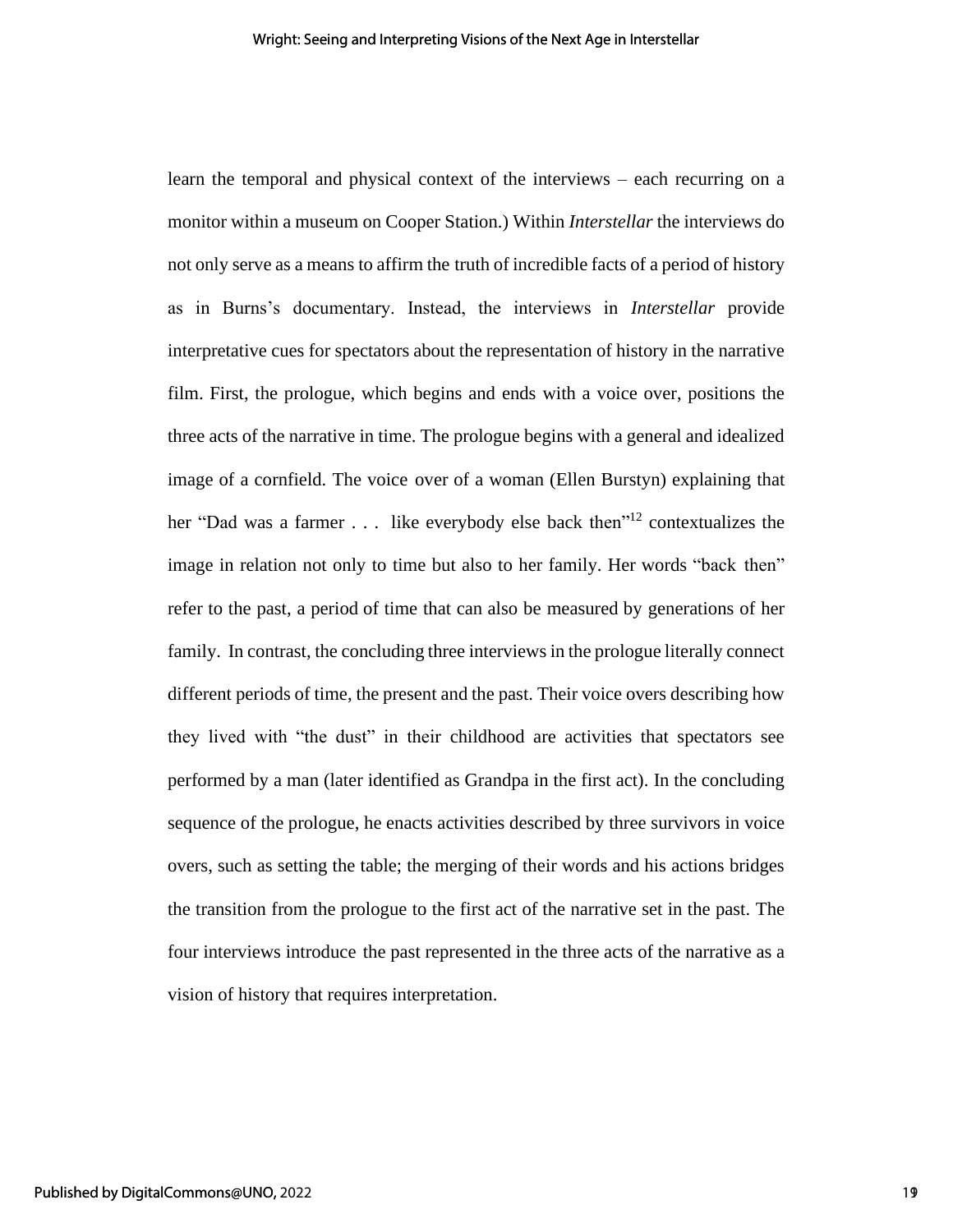learn the temporal and physical context of the interviews – each recurring on a monitor within a museum on Cooper Station.) Within *Interstellar* the interviews do not only serve as a means to affirm the truth of incredible facts of a period of history as in Burns's documentary. Instead, the interviews in *Interstellar* provide interpretative cues for spectators about the representation of history in the narrative film. First, the prologue, which begins and ends with a voice over, positions the three acts of the narrative in time. The prologue begins with a general and idealized image of a cornfield. The voice over of a woman (Ellen Burstyn) explaining that her "Dad was a farmer . . . like everybody else back then"[12] contextualizes the image in relation not only to time but also to her family. Her words "back then" refer to the past, a period of time that can also be measured by generations of her family. In contrast, the concluding three interviews in the prologue literally connect different periods of time, the present and the past. Their voice overs describing how they lived with "the dust" in their childhood are activities that spectators see performed by a man (later identified as Grandpa in the first act). In the concluding sequence of the prologue, he enacts activities described by three survivors in voice overs, such as setting the table; the merging of their words and his actions bridges the transition from the prologue to the first act of the narrative set in the past. The four interviews introduce the past represented in the three acts of the narrative as a vision of history that requires interpretation.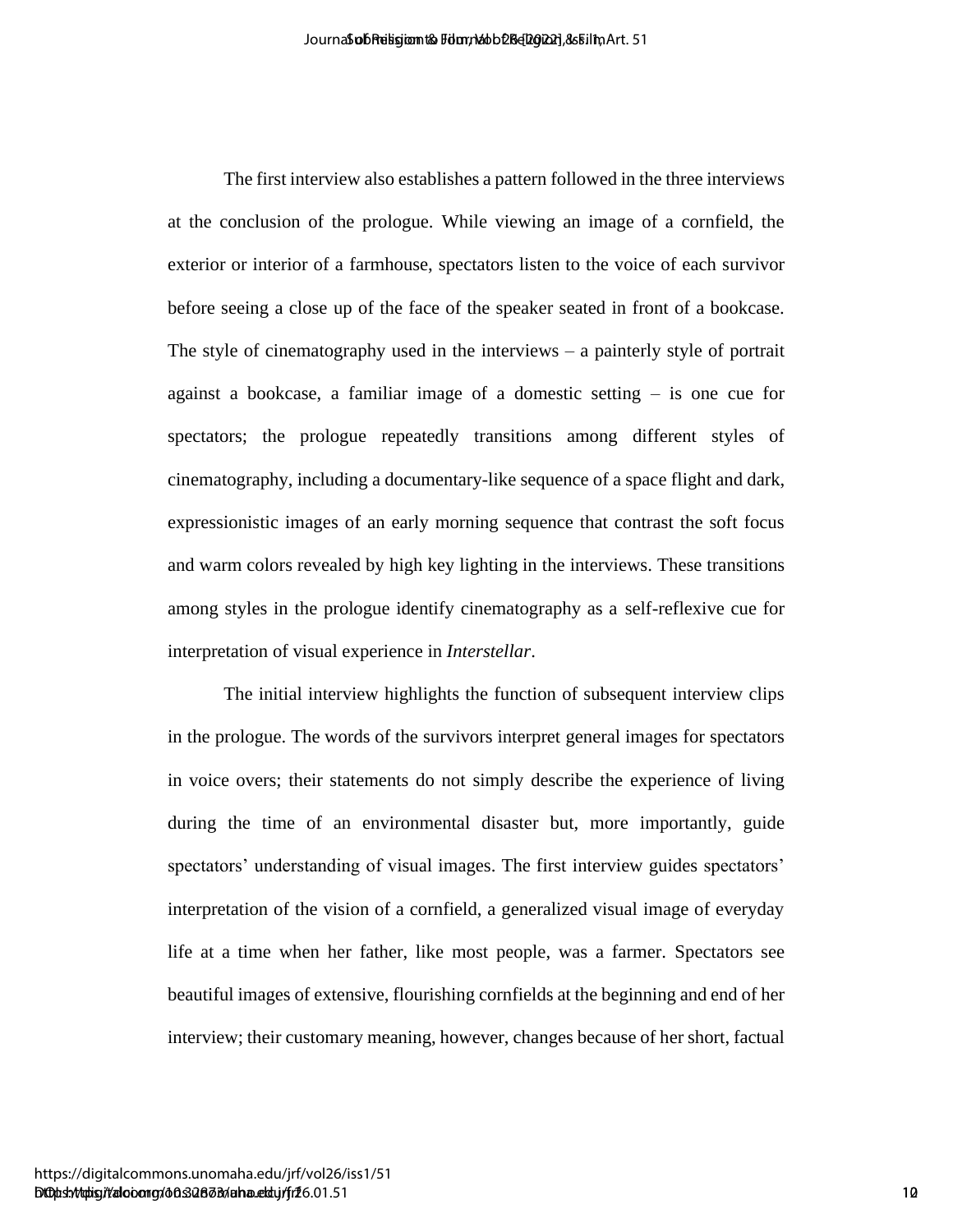The first interview also establishes a pattern followed in the three interviews at the conclusion of the prologue. While viewing an image of a cornfield, the exterior or interior of a farmhouse, spectators listen to the voice of each survivor before seeing a close up of the face of the speaker seated in front of a bookcase. The style of cinematography used in the interviews – a painterly style of portrait against a bookcase, a familiar image of a domestic setting – is one cue for spectators; the prologue repeatedly transitions among different styles of cinematography, including a documentary-like sequence of a space flight and dark, expressionistic images of an early morning sequence that contrast the soft focus and warm colors revealed by high key lighting in the interviews. These transitions among styles in the prologue identify cinematography as a self-reflexive cue for interpretation of visual experience in *Interstellar*.

The initial interview highlights the function of subsequent interview clips in the prologue. The words of the survivors interpret general images for spectators in voice overs; their statements do not simply describe the experience of living during the time of an environmental disaster but, more importantly, guide spectators' understanding of visual images. The first interview guides spectators' interpretation of the vision of a cornfield, a generalized visual image of everyday life at a time when her father, like most people, was a farmer. Spectators see beautiful images of extensive, flourishing cornfields at the beginning and end of her interview; their customary meaning, however, changes because of her short, factual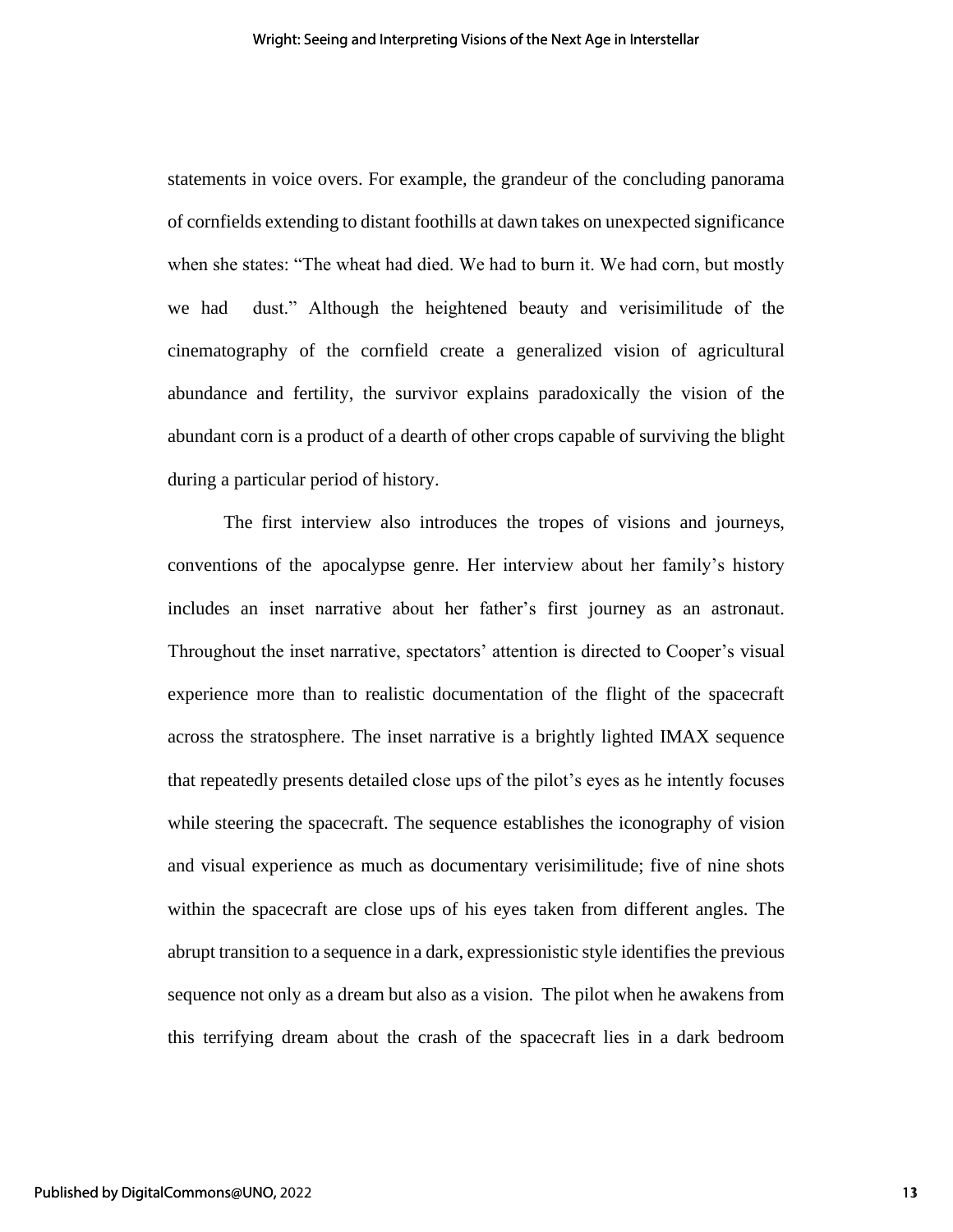statements in voice overs. For example, the grandeur of the concluding panorama of cornfields extending to distant foothills at dawn takes on unexpected significance when she states: “The wheat had died. We had to burn it. We had corn, but mostly we had dust.” Although the heightened beauty and verisimilitude of the cinematography of the cornfield create a generalized vision of agricultural abundance and fertility, the survivor explains paradoxically the vision of the abundant corn is a product of a dearth of other crops capable of surviving the blight during a particular period of history.

The first interview also introduces the tropes of visions and journeys, conventions of the apocalypse genre. Her interview about her family’s history includes an inset narrative about her father’s first journey as an astronaut. Throughout the inset narrative, spectators’ attention is directed to Cooper’s visual experience more than to realistic documentation of the flight of the spacecraft across the stratosphere. The inset narrative is a brightly lighted IMAX sequence that repeatedly presents detailed close ups of the pilot’s eyes as he intently focuses while steering the spacecraft. The sequence establishes the iconography of vision and visual experience as much as documentary verisimilitude; five of nine shots within the spacecraft are close ups of his eyes taken from different angles. The abrupt transition to a sequence in a dark, expressionistic style identifies the previous sequence not only as a dream but also as a vision. The pilot when he awakens from this terrifying dream about the crash of the spacecraft lies in a dark bedroom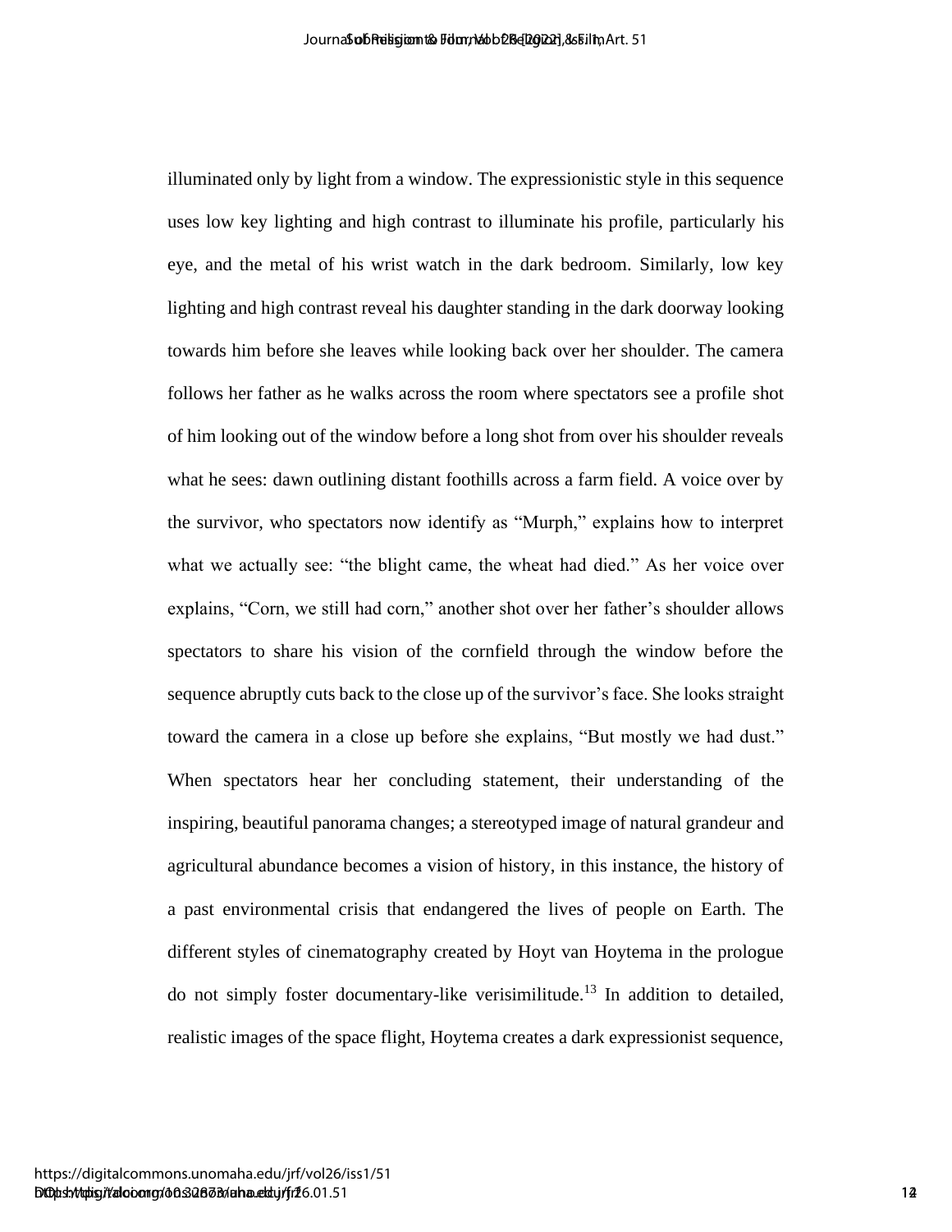illuminated only by light from a window. The expressionistic style in this sequence uses low key lighting and high contrast to illuminate his profile, particularly his eye, and the metal of his wrist watch in the dark bedroom. Similarly, low key lighting and high contrast reveal his daughter standing in the dark doorway looking towards him before she leaves while looking back over her shoulder. The camera follows her father as he walks across the room where spectators see a profile shot of him looking out of the window before a long shot from over his shoulder reveals what he sees: dawn outlining distant foothills across a farm field. A voice over by the survivor, who spectators now identify as "Murph," explains how to interpret what we actually see: "the blight came, the wheat had died." As her voice over explains, "Corn, we still had corn," another shot over her father's shoulder allows spectators to share his vision of the cornfield through the window before the sequence abruptly cuts back to the close up of the survivor's face. She looks straight toward the camera in a close up before she explains, "But mostly we had dust." When spectators hear her concluding statement, their understanding of the inspiring, beautiful panorama changes; a stereotyped image of natural grandeur and agricultural abundance becomes a vision of history, in this instance, the history of a past environmental crisis that endangered the lives of people on Earth. The different styles of cinematography created by Hoyt van Hoytema in the prologue do not simply foster documentary-like verisimilitude.[13] In addition to detailed, realistic images of the space flight, Hoytema creates a dark expressionist sequence,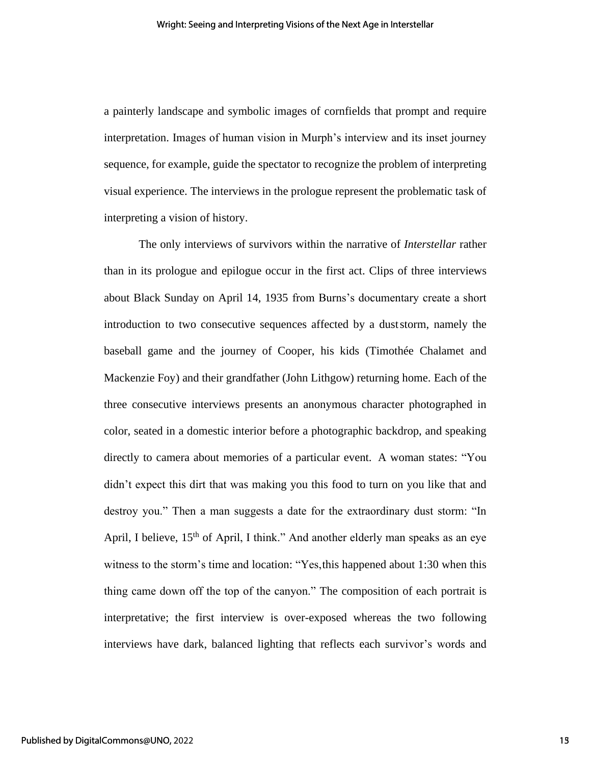a painterly landscape and symbolic images of cornfields that prompt and require interpretation. Images of human vision in Murph's interview and its inset journey sequence, for example, guide the spectator to recognize the problem of interpreting visual experience. The interviews in the prologue represent the problematic task of interpreting a vision of history.

The only interviews of survivors within the narrative of *Interstellar* rather than in its prologue and epilogue occur in the first act. Clips of three interviews about Black Sunday on April 14, 1935 from Burns's documentary create a short introduction to two consecutive sequences affected by a dust storm, namely the baseball game and the journey of Cooper, his kids (Timothée Chalamet and Mackenzie Foy) and their grandfather (John Lithgow) returning home. Each of the three consecutive interviews presents an anonymous character photographed in color, seated in a domestic interior before a photographic backdrop, and speaking directly to camera about memories of a particular event. A woman states: "You didn't expect this dirt that was making you this food to turn on you like that and destroy you." Then a man suggests a date for the extraordinary dust storm: "In April, I believe, 15th of April, I think." And another elderly man speaks as an eye witness to the storm's time and location: "Yes, this happened about 1:30 when this thing came down off the top of the canyon." The composition of each portrait is interpretative; the first interview is over-exposed whereas the two following interviews have dark, balanced lighting that reflects each survivor's words and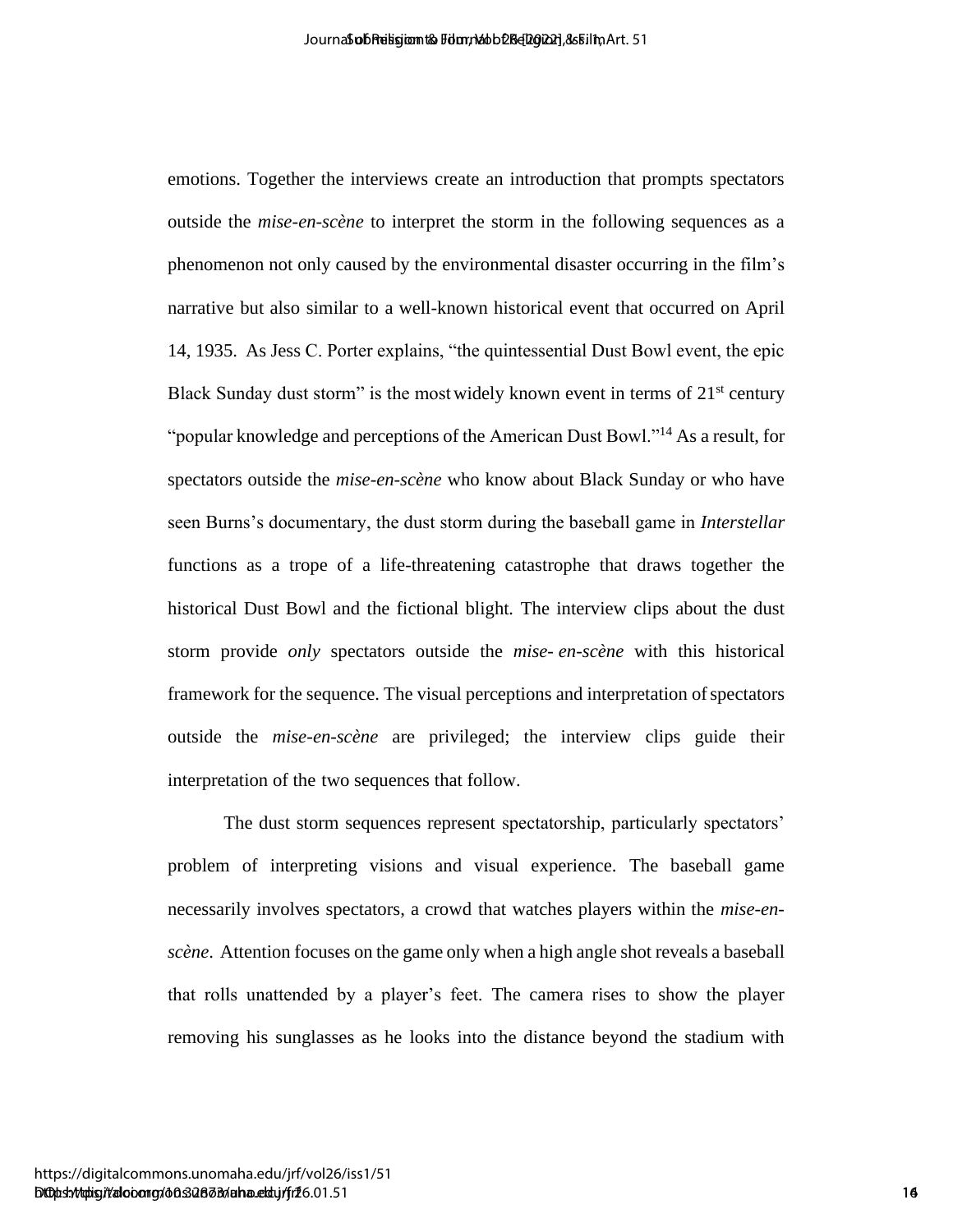emotions. Together the interviews create an introduction that prompts spectators outside the *mise-en-scène* to interpret the storm in the following sequences as a phenomenon not only caused by the environmental disaster occurring in the film's narrative but also similar to a well-known historical event that occurred on April 14, 1935. As Jess C. Porter explains, "the quintessential Dust Bowl event, the epic Black Sunday dust storm" is the most widely known event in terms of 21st century "popular knowledge and perceptions of the American Dust Bowl."[14] As a result, for spectators outside the *mise-en-scène* who know about Black Sunday or who have seen Burns's documentary, the dust storm during the baseball game in *Interstellar* functions as a trope of a life-threatening catastrophe that draws together the historical Dust Bowl and the fictional blight. The interview clips about the dust storm provide *only* spectators outside the *mise- en-scène* with this historical framework for the sequence. The visual perceptions and interpretation of spectators outside the *mise-en-scène* are privileged; the interview clips guide their interpretation of the two sequences that follow.

The dust storm sequences represent spectatorship, particularly spectators' problem of interpreting visions and visual experience. The baseball game necessarily involves spectators, a crowd that watches players within the *mise-en-scène*. Attention focuses on the game only when a high angle shot reveals a baseball that rolls unattended by a player's feet. The camera rises to show the player removing his sunglasses as he looks into the distance beyond the stadium with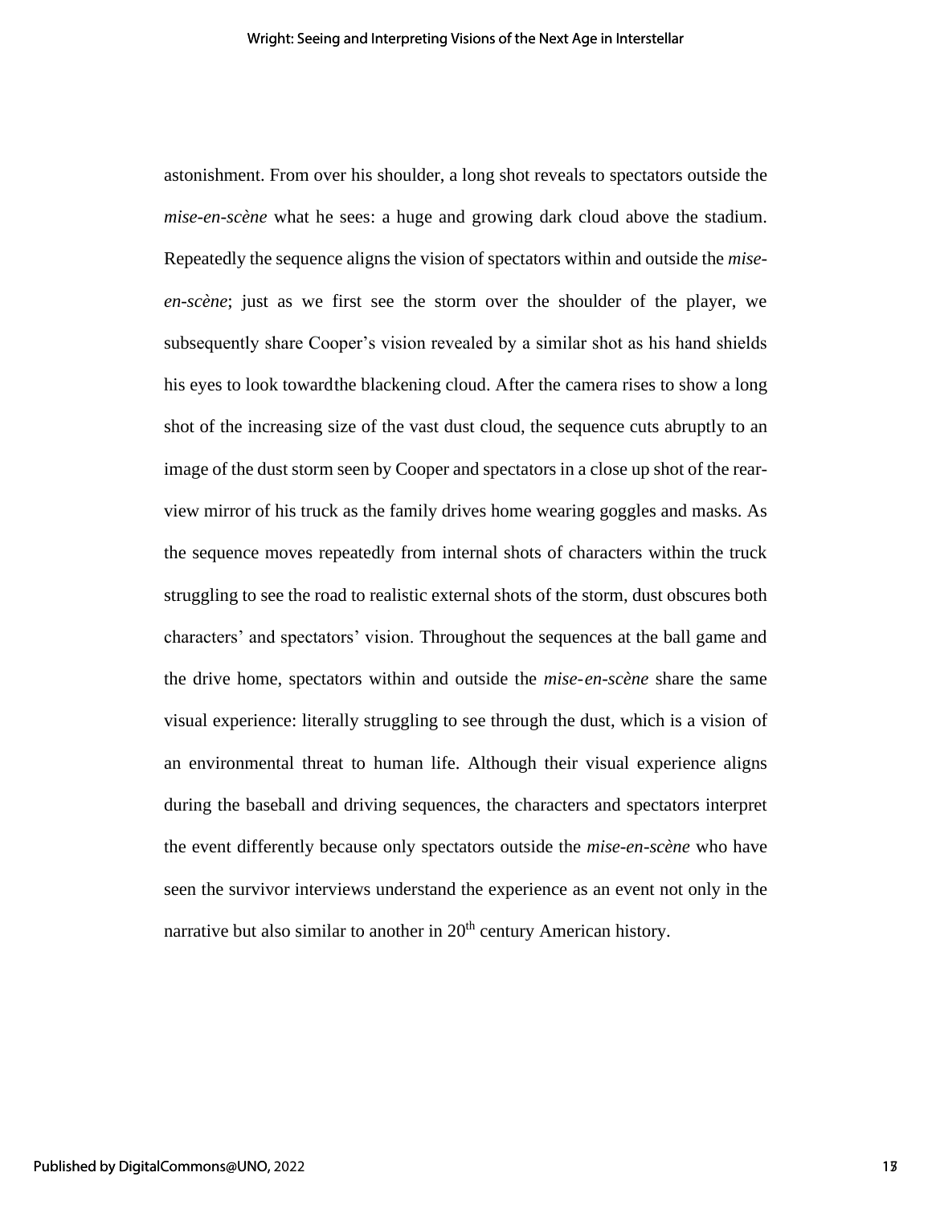astonishment. From over his shoulder, a long shot reveals to spectators outside the *mise-en-scène* what he sees: a huge and growing dark cloud above the stadium. Repeatedly the sequence aligns the vision of spectators within and outside the *mise-en-scène*; just as we first see the storm over the shoulder of the player, we subsequently share Cooper's vision revealed by a similar shot as his hand shields his eyes to look toward the blackening cloud. After the camera rises to show a long shot of the increasing size of the vast dust cloud, the sequence cuts abruptly to an image of the dust storm seen by Cooper and spectators in a close up shot of the rear-view mirror of his truck as the family drives home wearing goggles and masks. As the sequence moves repeatedly from internal shots of characters within the truck struggling to see the road to realistic external shots of the storm, dust obscures both characters' and spectators' vision. Throughout the sequences at the ball game and the drive home, spectators within and outside the *mise-en-scène* share the same visual experience: literally struggling to see through the dust, which is a vision of an environmental threat to human life. Although their visual experience aligns during the baseball and driving sequences, the characters and spectators interpret the event differently because only spectators outside the *mise-en-scène* who have seen the survivor interviews understand the experience as an event not only in the narrative but also similar to another in 20th century American history.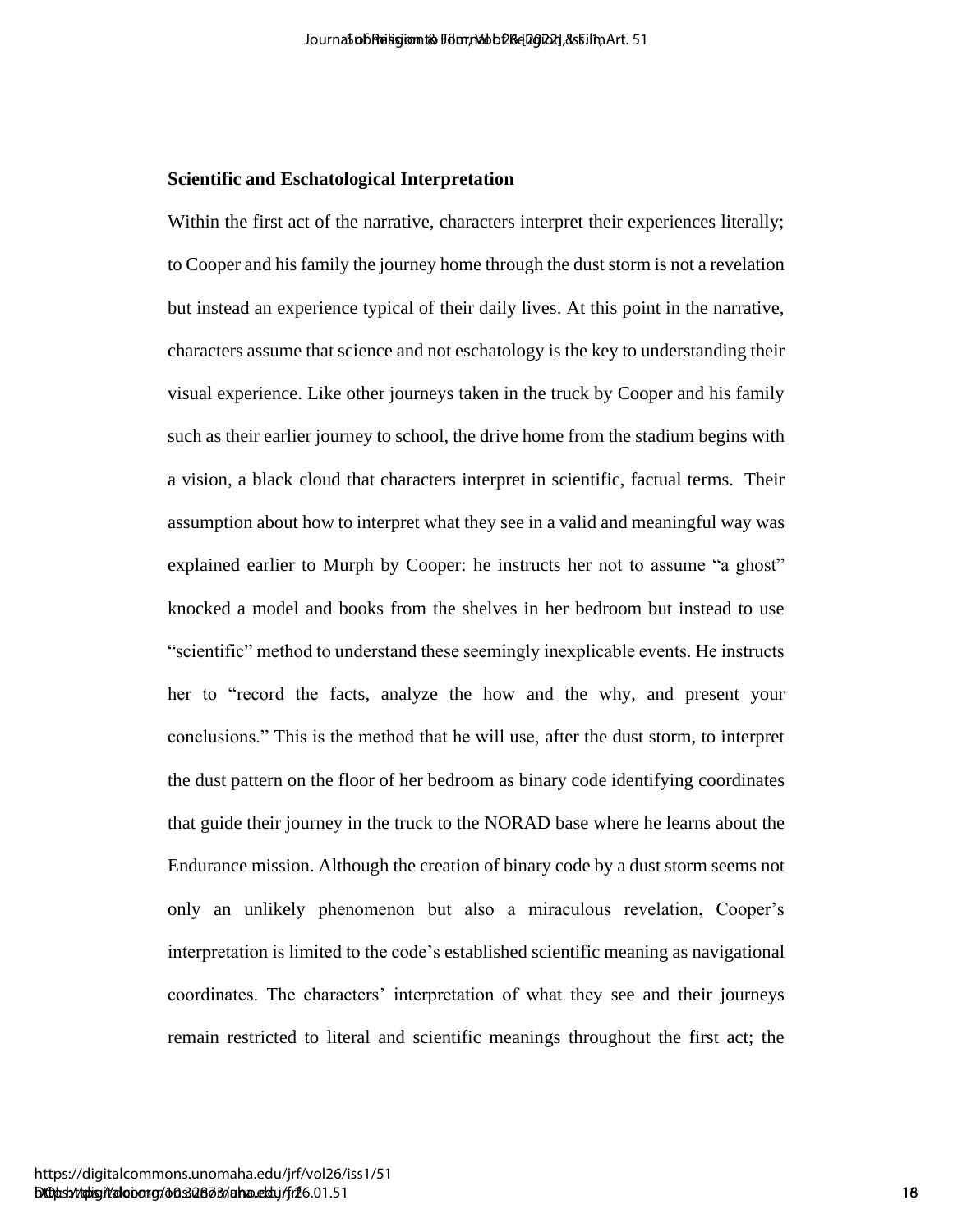### Scientific and Eschatological Interpretation

Within the first act of the narrative, characters interpret their experiences literally; to Cooper and his family the journey home through the dust storm is not a revelation but instead an experience typical of their daily lives. At this point in the narrative, characters assume that science and not eschatology is the key to understanding their visual experience. Like other journeys taken in the truck by Cooper and his family such as their earlier journey to school, the drive home from the stadium begins with a vision, a black cloud that characters interpret in scientific, factual terms. Their assumption about how to interpret what they see in a valid and meaningful way was explained earlier to Murph by Cooper: he instructs her not to assume "a ghost" knocked a model and books from the shelves in her bedroom but instead to use "scientific" method to understand these seemingly inexplicable events. He instructs her to "record the facts, analyze the how and the why, and present your conclusions." This is the method that he will use, after the dust storm, to interpret the dust pattern on the floor of her bedroom as binary code identifying coordinates that guide their journey in the truck to the NORAD base where he learns about the Endurance mission. Although the creation of binary code by a dust storm seems not only an unlikely phenomenon but also a miraculous revelation, Cooper's interpretation is limited to the code's established scientific meaning as navigational coordinates. The characters' interpretation of what they see and their journeys remain restricted to literal and scientific meanings throughout the first act; the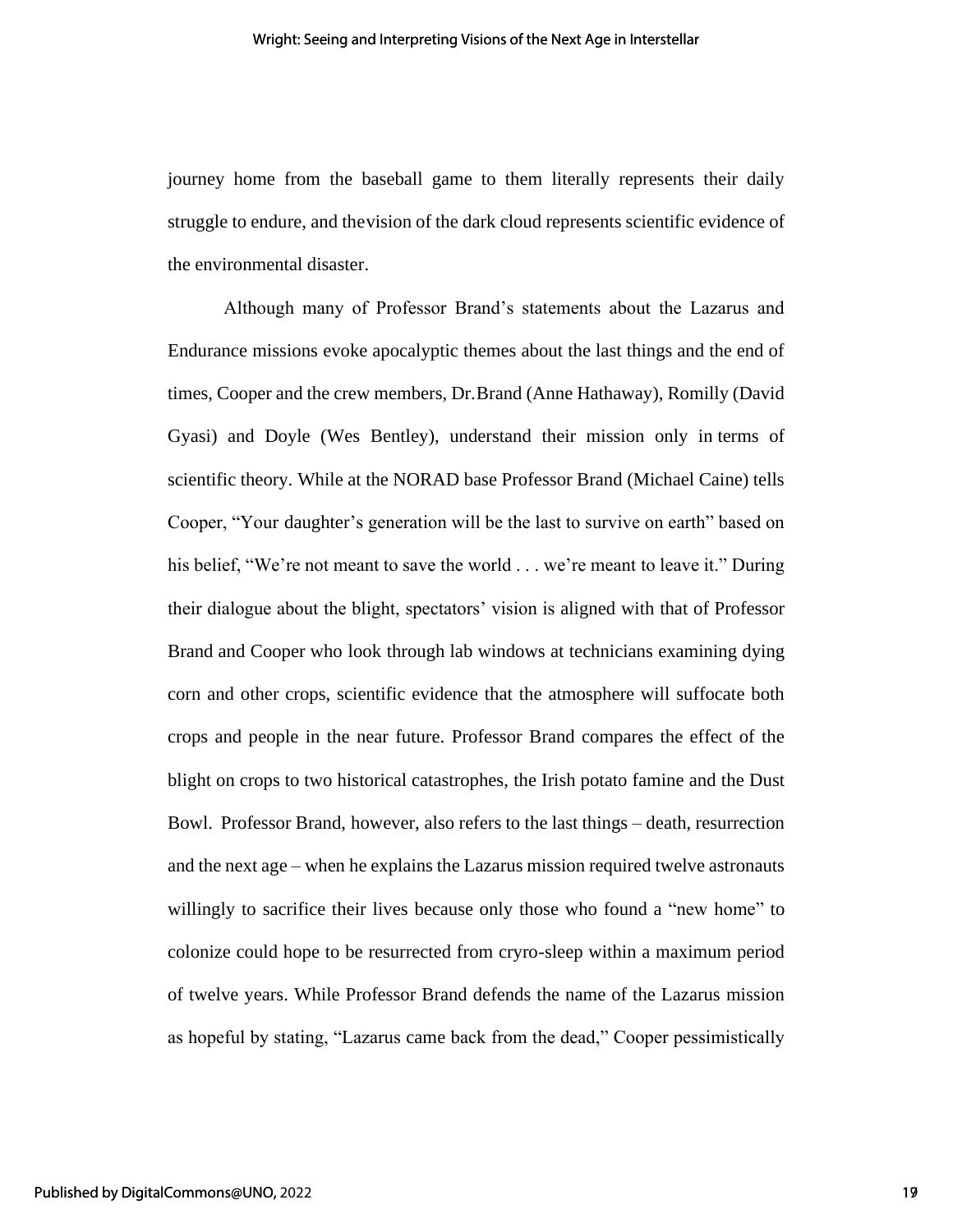journey home from the baseball game to them literally represents their daily struggle to endure, and thevision of the dark cloud represents scientific evidence of the environmental disaster.

Although many of Professor Brand's statements about the Lazarus and Endurance missions evoke apocalyptic themes about the last things and the end of times, Cooper and the crew members, Dr.Brand (Anne Hathaway), Romilly (David Gyasi) and Doyle (Wes Bentley), understand their mission only in terms of scientific theory. While at the NORAD base Professor Brand (Michael Caine) tells Cooper, "Your daughter's generation will be the last to survive on earth" based on his belief, "We're not meant to save the world . . . we're meant to leave it." During their dialogue about the blight, spectators' vision is aligned with that of Professor Brand and Cooper who look through lab windows at technicians examining dying corn and other crops, scientific evidence that the atmosphere will suffocate both crops and people in the near future. Professor Brand compares the effect of the blight on crops to two historical catastrophes, the Irish potato famine and the Dust Bowl. Professor Brand, however, also refers to the last things – death, resurrection and the next age – when he explains the Lazarus mission required twelve astronauts willingly to sacrifice their lives because only those who found a "new home" to colonize could hope to be resurrected from cryro-sleep within a maximum period of twelve years. While Professor Brand defends the name of the Lazarus mission as hopeful by stating, "Lazarus came back from the dead," Cooper pessimistically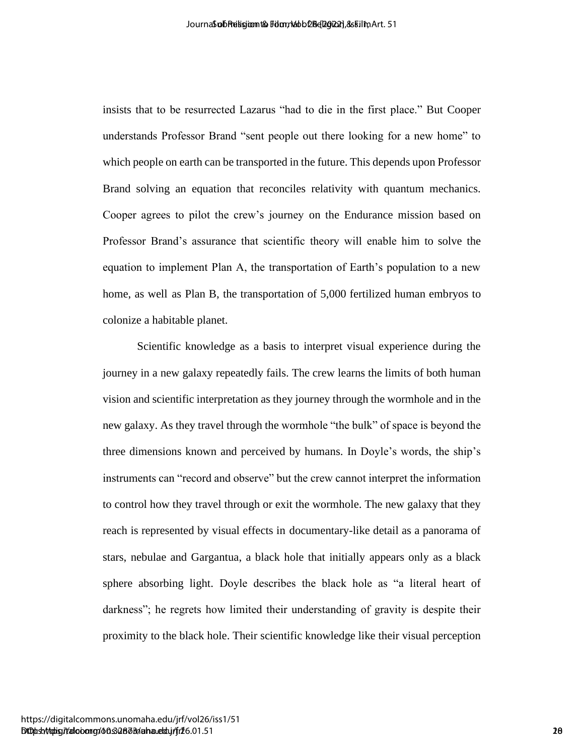insists that to be resurrected Lazarus "had to die in the first place." But Cooper understands Professor Brand "sent people out there looking for a new home" to which people on earth can be transported in the future. This depends upon Professor Brand solving an equation that reconciles relativity with quantum mechanics. Cooper agrees to pilot the crew's journey on the Endurance mission based on Professor Brand's assurance that scientific theory will enable him to solve the equation to implement Plan A, the transportation of Earth's population to a new home, as well as Plan B, the transportation of 5,000 fertilized human embryos to colonize a habitable planet.

Scientific knowledge as a basis to interpret visual experience during the journey in a new galaxy repeatedly fails. The crew learns the limits of both human vision and scientific interpretation as they journey through the wormhole and in the new galaxy. As they travel through the wormhole "the bulk" of space is beyond the three dimensions known and perceived by humans. In Doyle's words, the ship's instruments can "record and observe" but the crew cannot interpret the information to control how they travel through or exit the wormhole. The new galaxy that they reach is represented by visual effects in documentary-like detail as a panorama of stars, nebulae and Gargantua, a black hole that initially appears only as a black sphere absorbing light. Doyle describes the black hole as "a literal heart of darkness"; he regrets how limited their understanding of gravity is despite their proximity to the black hole. Their scientific knowledge like their visual perception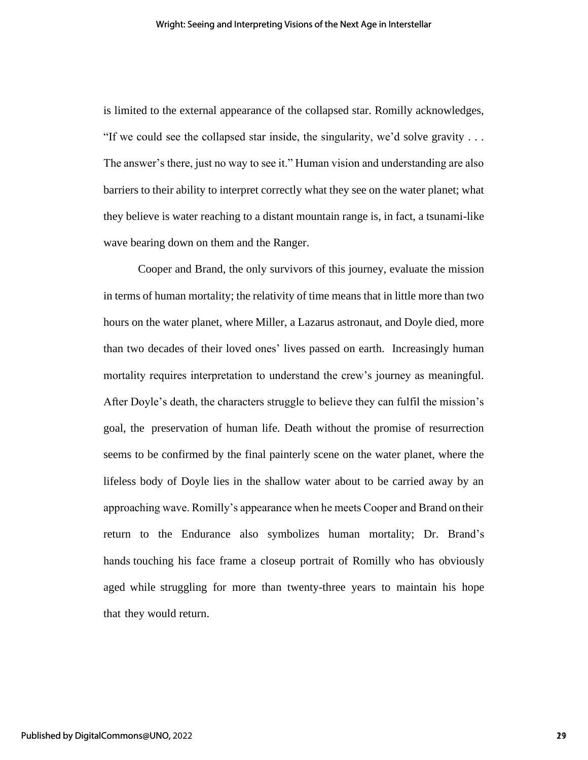is limited to the external appearance of the collapsed star. Romilly acknowledges, "If we could see the collapsed star inside, the singularity, we'd solve gravity . . . The answer's there, just no way to see it." Human vision and understanding are also barriers to their ability to interpret correctly what they see on the water planet; what they believe is water reaching to a distant mountain range is, in fact, a tsunami-like wave bearing down on them and the Ranger.

Cooper and Brand, the only survivors of this journey, evaluate the mission in terms of human mortality; the relativity of time means that in little more than two hours on the water planet, where Miller, a Lazarus astronaut, and Doyle died, more than two decades of their loved ones' lives passed on earth. Increasingly human mortality requires interpretation to understand the crew's journey as meaningful. After Doyle's death, the characters struggle to believe they can fulfil the mission's goal, the preservation of human life. Death without the promise of resurrection seems to be confirmed by the final painterly scene on the water planet, where the lifeless body of Doyle lies in the shallow water about to be carried away by an approaching wave. Romilly's appearance when he meets Cooper and Brand on their return to the Endurance also symbolizes human mortality; Dr. Brand's hands touching his face frame a closeup portrait of Romilly who has obviously aged while struggling for more than twenty-three years to maintain his hope that they would return.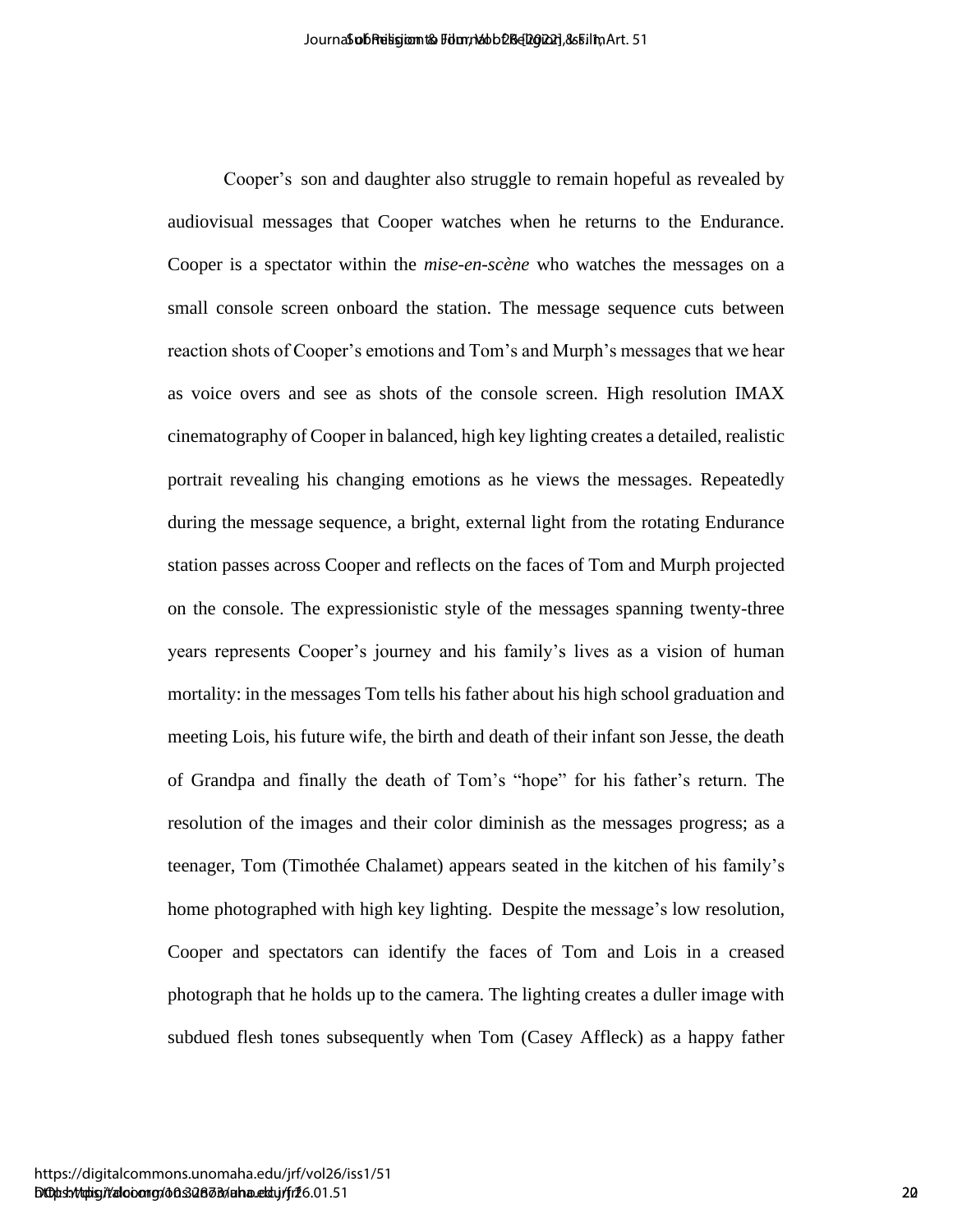Cooper's son and daughter also struggle to remain hopeful as revealed by audiovisual messages that Cooper watches when he returns to the Endurance. Cooper is a spectator within the *mise-en-scène* who watches the messages on a small console screen onboard the station. The message sequence cuts between reaction shots of Cooper's emotions and Tom's and Murph's messages that we hear as voice overs and see as shots of the console screen. High resolution IMAX cinematography of Cooper in balanced, high key lighting creates a detailed, realistic portrait revealing his changing emotions as he views the messages. Repeatedly during the message sequence, a bright, external light from the rotating Endurance station passes across Cooper and reflects on the faces of Tom and Murph projected on the console. The expressionistic style of the messages spanning twenty-three years represents Cooper's journey and his family's lives as a vision of human mortality: in the messages Tom tells his father about his high school graduation and meeting Lois, his future wife, the birth and death of their infant son Jesse, the death of Grandpa and finally the death of Tom's "hope" for his father's return. The resolution of the images and their color diminish as the messages progress; as a teenager, Tom (Timothée Chalamet) appears seated in the kitchen of his family's home photographed with high key lighting. Despite the message's low resolution, Cooper and spectators can identify the faces of Tom and Lois in a creased photograph that he holds up to the camera. The lighting creates a duller image with subdued flesh tones subsequently when Tom (Casey Affleck) as a happy father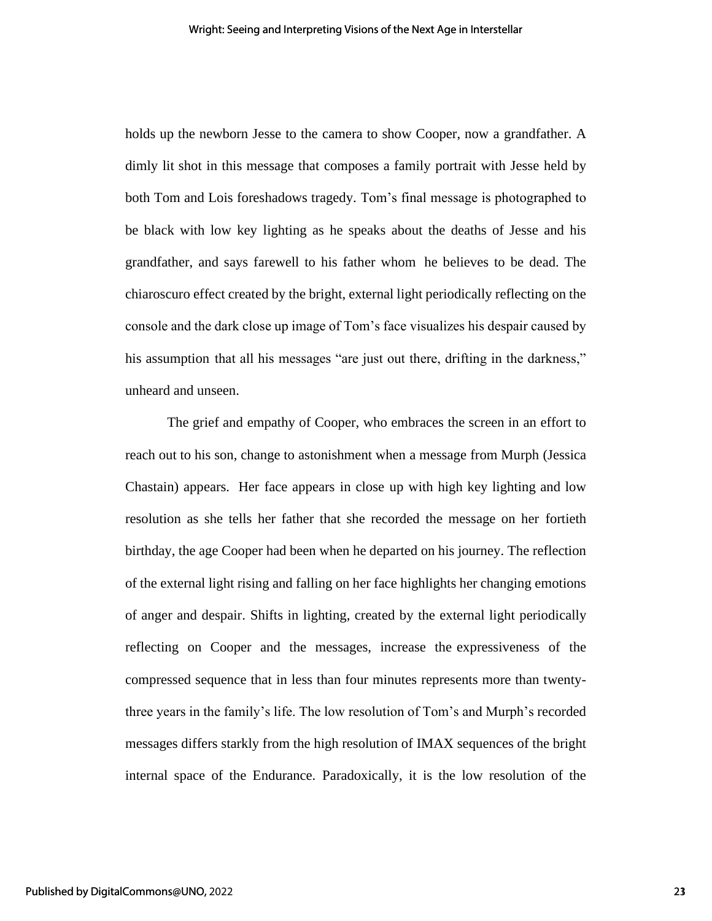holds up the newborn Jesse to the camera to show Cooper, now a grandfather. A dimly lit shot in this message that composes a family portrait with Jesse held by both Tom and Lois foreshadows tragedy. Tom's final message is photographed to be black with low key lighting as he speaks about the deaths of Jesse and his grandfather, and says farewell to his father whom he believes to be dead. The chiaroscuro effect created by the bright, external light periodically reflecting on the console and the dark close up image of Tom's face visualizes his despair caused by his assumption that all his messages "are just out there, drifting in the darkness," unheard and unseen.

The grief and empathy of Cooper, who embraces the screen in an effort to reach out to his son, change to astonishment when a message from Murph (Jessica Chastain) appears. Her face appears in close up with high key lighting and low resolution as she tells her father that she recorded the message on her fortieth birthday, the age Cooper had been when he departed on his journey. The reflection of the external light rising and falling on her face highlights her changing emotions of anger and despair. Shifts in lighting, created by the external light periodically reflecting on Cooper and the messages, increase the expressiveness of the compressed sequence that in less than four minutes represents more than twenty-three years in the family's life. The low resolution of Tom's and Murph's recorded messages differs starkly from the high resolution of IMAX sequences of the bright internal space of the Endurance. Paradoxically, it is the low resolution of the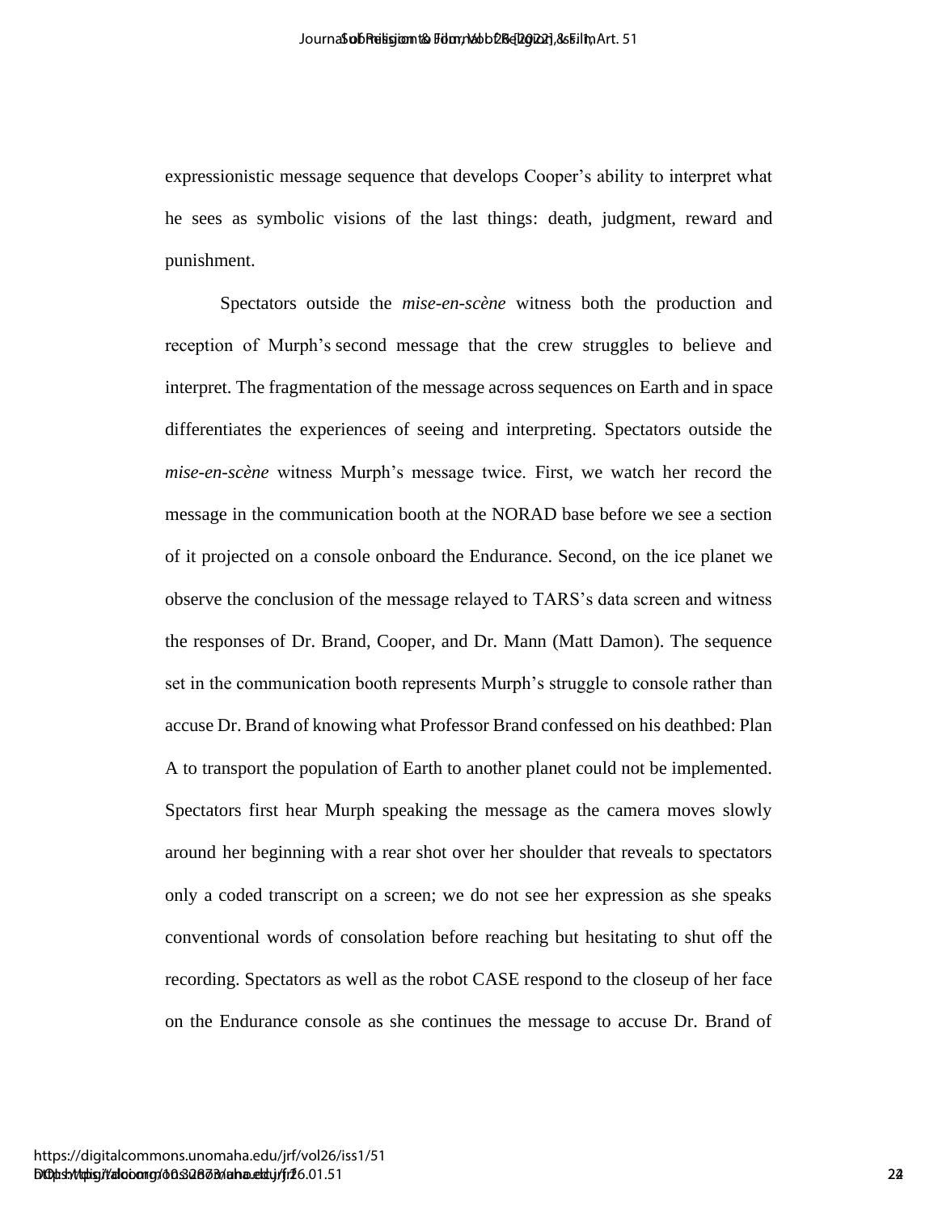expressionistic message sequence that develops Cooper's ability to interpret what he sees as symbolic visions of the last things: death, judgment, reward and punishment.

Spectators outside the *mise-en-scène* witness both the production and reception of Murph's second message that the crew struggles to believe and interpret. The fragmentation of the message across sequences on Earth and in space differentiates the experiences of seeing and interpreting. Spectators outside the *mise-en-scène* witness Murph's message twice. First, we watch her record the message in the communication booth at the NORAD base before we see a section of it projected on a console onboard the Endurance. Second, on the ice planet we observe the conclusion of the message relayed to TARS's data screen and witness the responses of Dr. Brand, Cooper, and Dr. Mann (Matt Damon). The sequence set in the communication booth represents Murph's struggle to console rather than accuse Dr. Brand of knowing what Professor Brand confessed on his deathbed: Plan A to transport the population of Earth to another planet could not be implemented. Spectators first hear Murph speaking the message as the camera moves slowly around her beginning with a rear shot over her shoulder that reveals to spectators only a coded transcript on a screen; we do not see her expression as she speaks conventional words of consolation before reaching but hesitating to shut off the recording. Spectators as well as the robot CASE respond to the closeup of her face on the Endurance console as she continues the message to accuse Dr. Brand of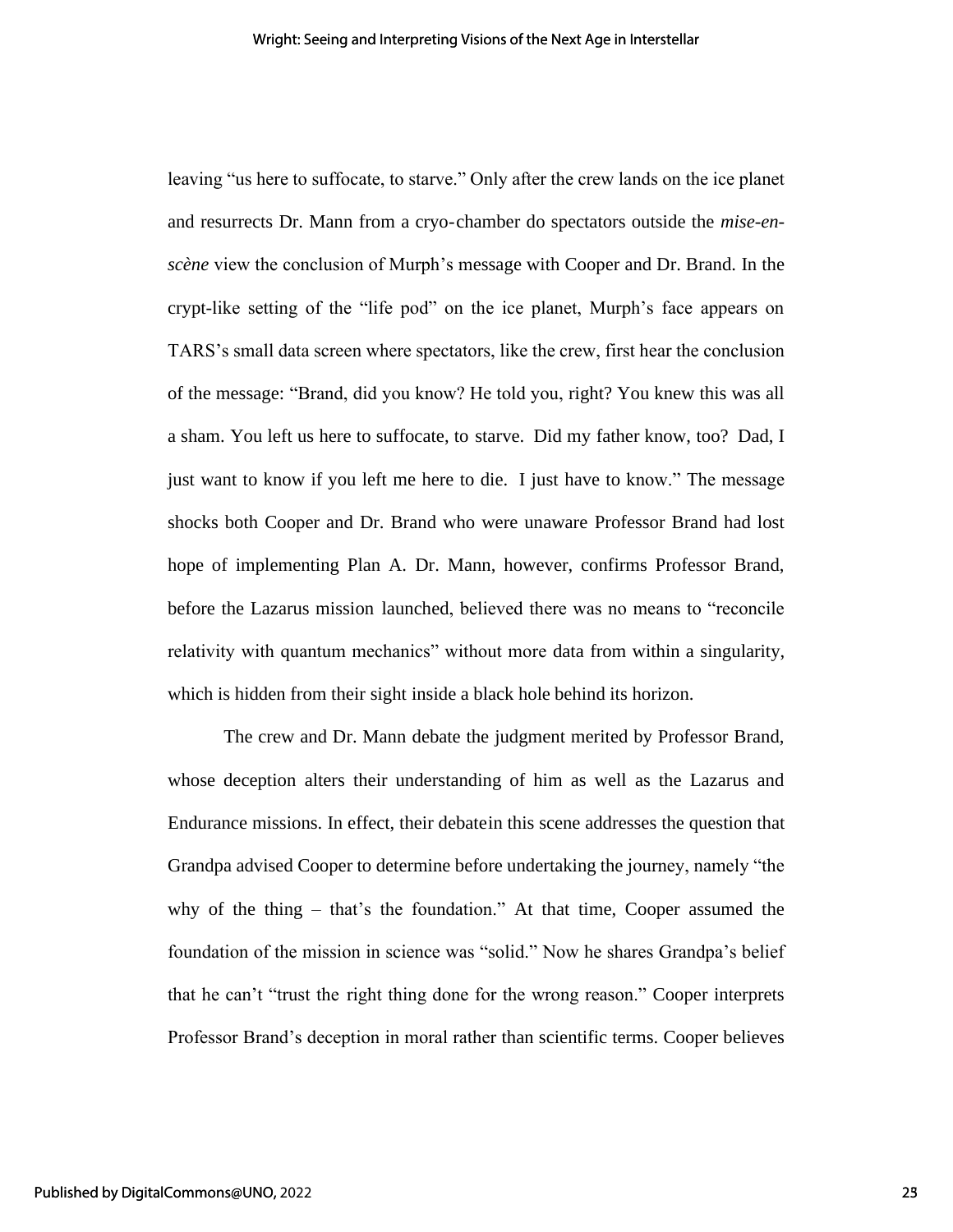leaving "us here to suffocate, to starve." Only after the crew lands on the ice planet and resurrects Dr. Mann from a cryo-chamber do spectators outside the *mise-en-scène* view the conclusion of Murph's message with Cooper and Dr. Brand. In the crypt-like setting of the "life pod" on the ice planet, Murph's face appears on TARS's small data screen where spectators, like the crew, first hear the conclusion of the message: "Brand, did you know? He told you, right? You knew this was all a sham. You left us here to suffocate, to starve. Did my father know, too? Dad, I just want to know if you left me here to die. I just have to know." The message shocks both Cooper and Dr. Brand who were unaware Professor Brand had lost hope of implementing Plan A. Dr. Mann, however, confirms Professor Brand, before the Lazarus mission launched, believed there was no means to "reconcile relativity with quantum mechanics" without more data from within a singularity, which is hidden from their sight inside a black hole behind its horizon.

The crew and Dr. Mann debate the judgment merited by Professor Brand, whose deception alters their understanding of him as well as the Lazarus and Endurance missions. In effect, their debatein this scene addresses the question that Grandpa advised Cooper to determine before undertaking the journey, namely "the why of the thing – that's the foundation." At that time, Cooper assumed the foundation of the mission in science was "solid." Now he shares Grandpa's belief that he can't "trust the right thing done for the wrong reason." Cooper interprets Professor Brand's deception in moral rather than scientific terms. Cooper believes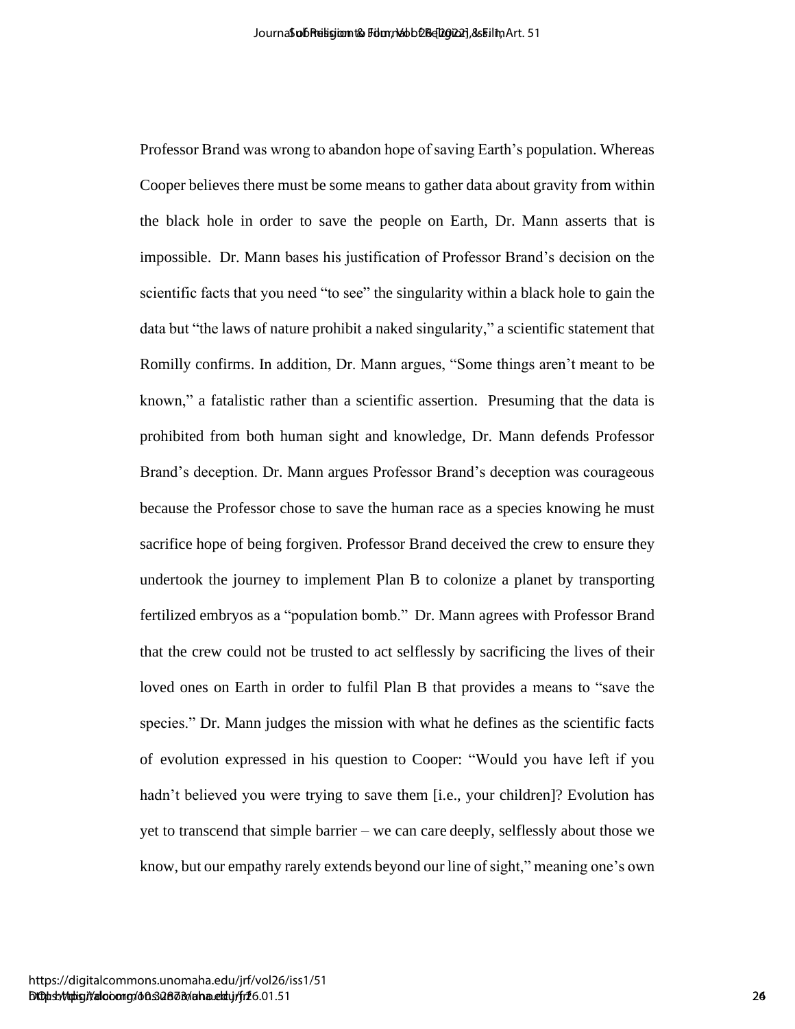Professor Brand was wrong to abandon hope of saving Earth's population. Whereas Cooper believes there must be some means to gather data about gravity from within the black hole in order to save the people on Earth, Dr. Mann asserts that is impossible. Dr. Mann bases his justification of Professor Brand's decision on the scientific facts that you need "to see" the singularity within a black hole to gain the data but "the laws of nature prohibit a naked singularity," a scientific statement that Romilly confirms. In addition, Dr. Mann argues, "Some things aren't meant to be known," a fatalistic rather than a scientific assertion. Presuming that the data is prohibited from both human sight and knowledge, Dr. Mann defends Professor Brand's deception. Dr. Mann argues Professor Brand's deception was courageous because the Professor chose to save the human race as a species knowing he must sacrifice hope of being forgiven. Professor Brand deceived the crew to ensure they undertook the journey to implement Plan B to colonize a planet by transporting fertilized embryos as a "population bomb." Dr. Mann agrees with Professor Brand that the crew could not be trusted to act selflessly by sacrificing the lives of their loved ones on Earth in order to fulfil Plan B that provides a means to "save the species." Dr. Mann judges the mission with what he defines as the scientific facts of evolution expressed in his question to Cooper: "Would you have left if you hadn't believed you were trying to save them [i.e., your children]? Evolution has yet to transcend that simple barrier – we can care deeply, selflessly about those we know, but our empathy rarely extends beyond our line of sight," meaning one's own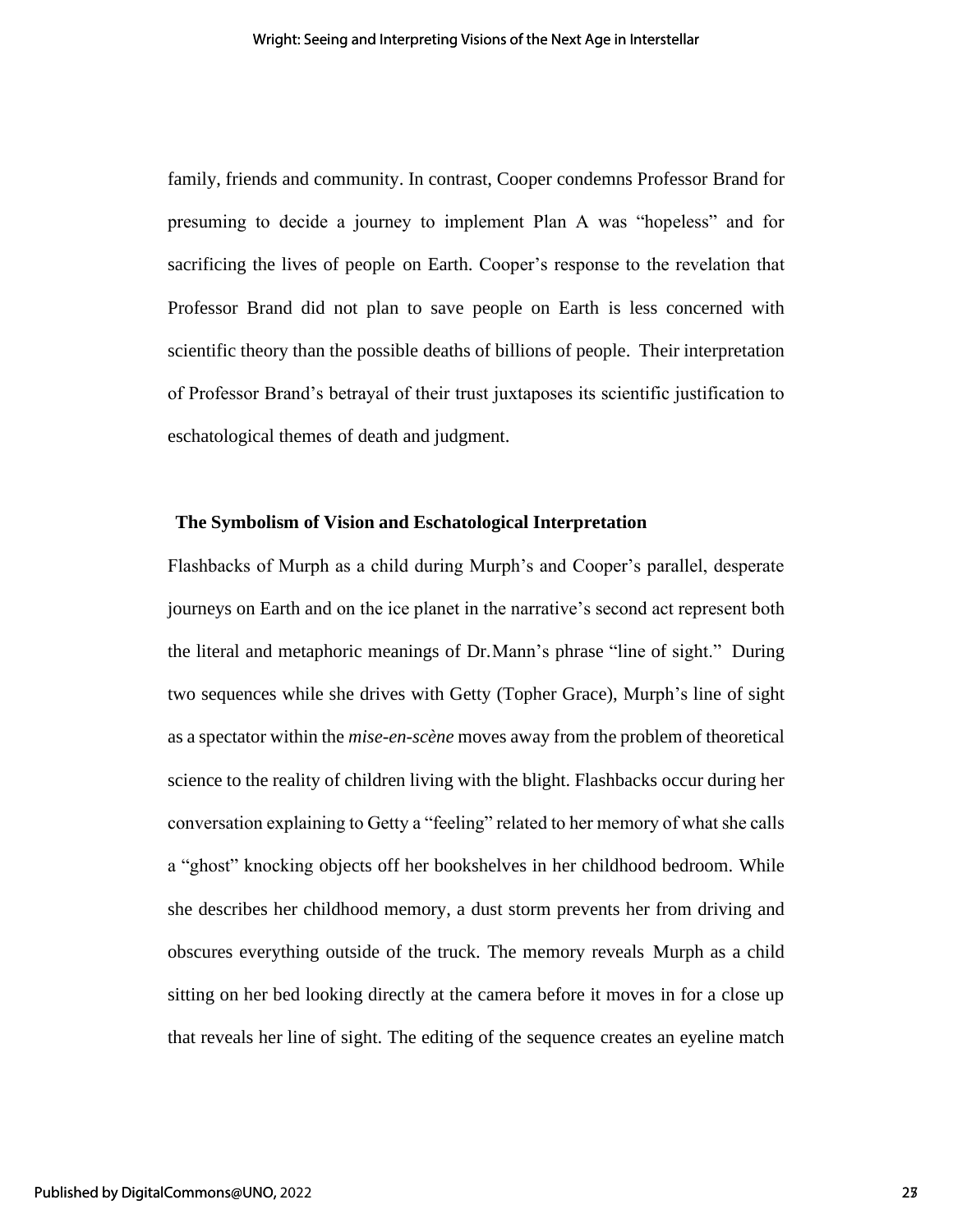family, friends and community. In contrast, Cooper condemns Professor Brand for presuming to decide a journey to implement Plan A was "hopeless" and for sacrificing the lives of people on Earth. Cooper's response to the revelation that Professor Brand did not plan to save people on Earth is less concerned with scientific theory than the possible deaths of billions of people. Their interpretation of Professor Brand's betrayal of their trust juxtaposes its scientific justification to eschatological themes of death and judgment.

## The Symbolism of Vision and Eschatological Interpretation

Flashbacks of Murph as a child during Murph's and Cooper's parallel, desperate journeys on Earth and on the ice planet in the narrative's second act represent both the literal and metaphoric meanings of Dr. Mann's phrase "line of sight." During two sequences while she drives with Getty (Topher Grace), Murph's line of sight as a spectator within the *mise-en-scène* moves away from the problem of theoretical science to the reality of children living with the blight. Flashbacks occur during her conversation explaining to Getty a "feeling" related to her memory of what she calls a "ghost" knocking objects off her bookshelves in her childhood bedroom. While she describes her childhood memory, a dust storm prevents her from driving and obscures everything outside of the truck. The memory reveals Murph as a child sitting on her bed looking directly at the camera before it moves in for a close up that reveals her line of sight. The editing of the sequence creates an eyeline match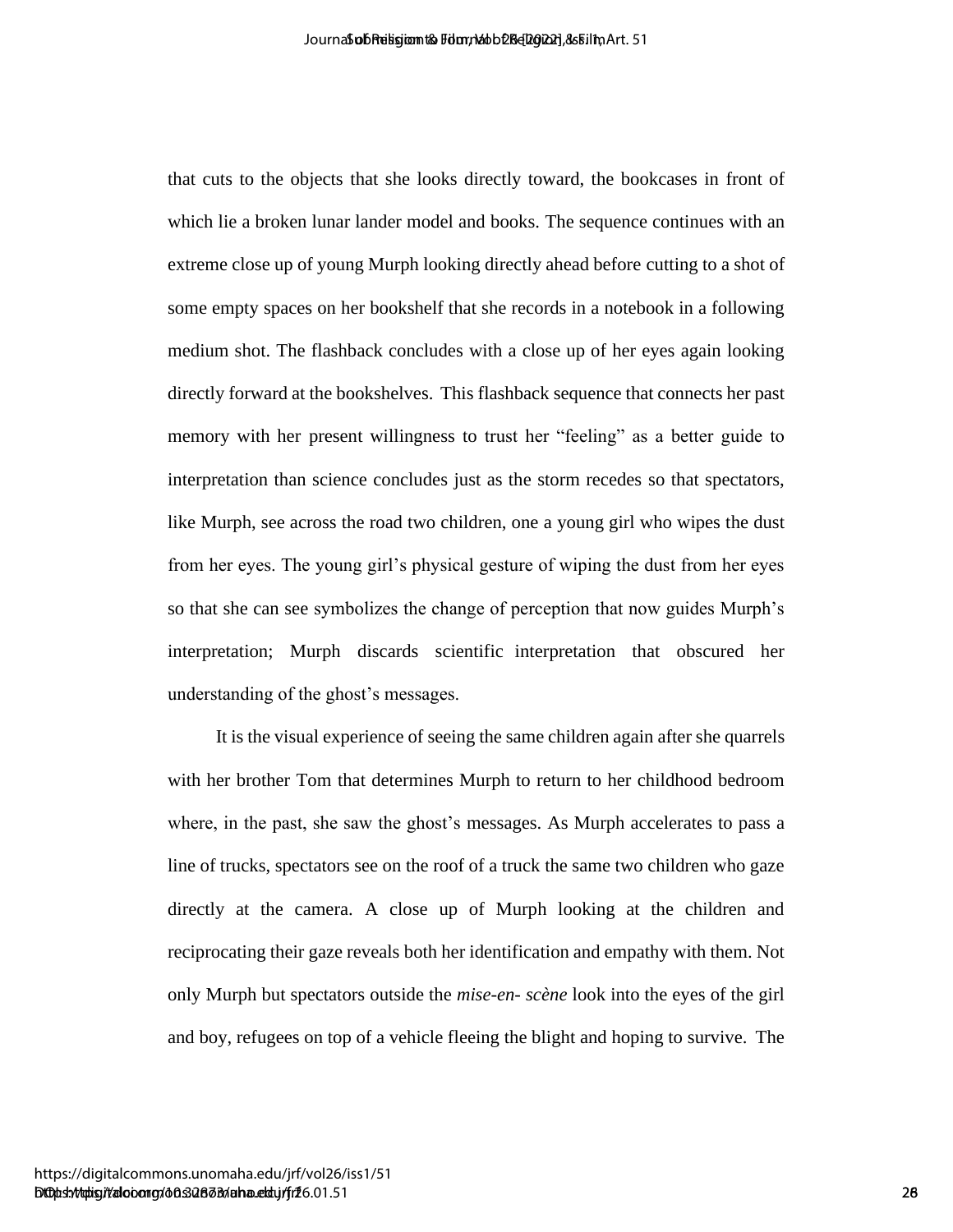that cuts to the objects that she looks directly toward, the bookcases in front of which lie a broken lunar lander model and books. The sequence continues with an extreme close up of young Murph looking directly ahead before cutting to a shot of some empty spaces on her bookshelf that she records in a notebook in a following medium shot. The flashback concludes with a close up of her eyes again looking directly forward at the bookshelves. This flashback sequence that connects her past memory with her present willingness to trust her “feeling” as a better guide to interpretation than science concludes just as the storm recedes so that spectators, like Murph, see across the road two children, one a young girl who wipes the dust from her eyes. The young girl’s physical gesture of wiping the dust from her eyes so that she can see symbolizes the change of perception that now guides Murph’s interpretation; Murph discards scientific interpretation that obscured her understanding of the ghost’s messages.

It is the visual experience of seeing the same children again after she quarrels with her brother Tom that determines Murph to return to her childhood bedroom where, in the past, she saw the ghost’s messages. As Murph accelerates to pass a line of trucks, spectators see on the roof of a truck the same two children who gaze directly at the camera. A close up of Murph looking at the children and reciprocating their gaze reveals both her identification and empathy with them. Not only Murph but spectators outside the *mise-en- scène* look into the eyes of the girl and boy, refugees on top of a vehicle fleeing the blight and hoping to survive. The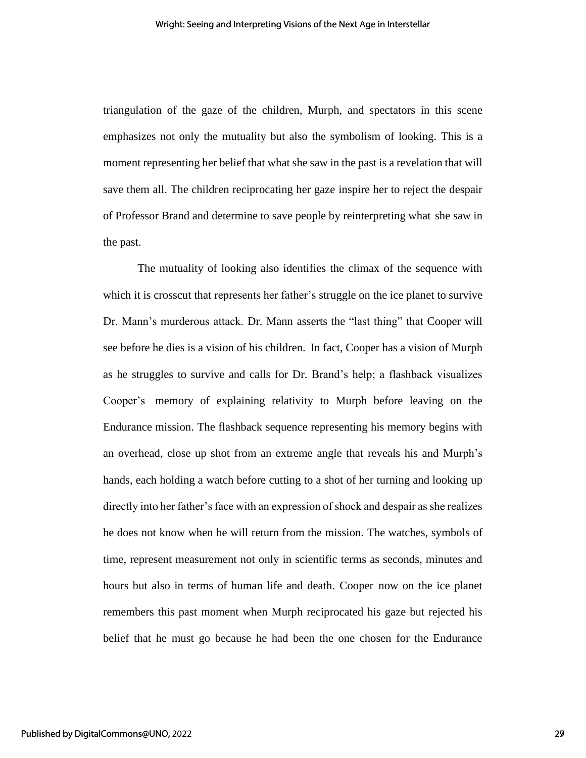triangulation of the gaze of the children, Murph, and spectators in this scene emphasizes not only the mutuality but also the symbolism of looking. This is a moment representing her belief that what she saw in the past is a revelation that will save them all. The children reciprocating her gaze inspire her to reject the despair of Professor Brand and determine to save people by reinterpreting what she saw in the past.

The mutuality of looking also identifies the climax of the sequence with which it is crosscut that represents her father's struggle on the ice planet to survive Dr. Mann's murderous attack. Dr. Mann asserts the "last thing" that Cooper will see before he dies is a vision of his children. In fact, Cooper has a vision of Murph as he struggles to survive and calls for Dr. Brand's help; a flashback visualizes Cooper's memory of explaining relativity to Murph before leaving on the Endurance mission. The flashback sequence representing his memory begins with an overhead, close up shot from an extreme angle that reveals his and Murph's hands, each holding a watch before cutting to a shot of her turning and looking up directly into her father's face with an expression of shock and despair as she realizes he does not know when he will return from the mission. The watches, symbols of time, represent measurement not only in scientific terms as seconds, minutes and hours but also in terms of human life and death. Cooper now on the ice planet remembers this past moment when Murph reciprocated his gaze but rejected his belief that he must go because he had been the one chosen for the Endurance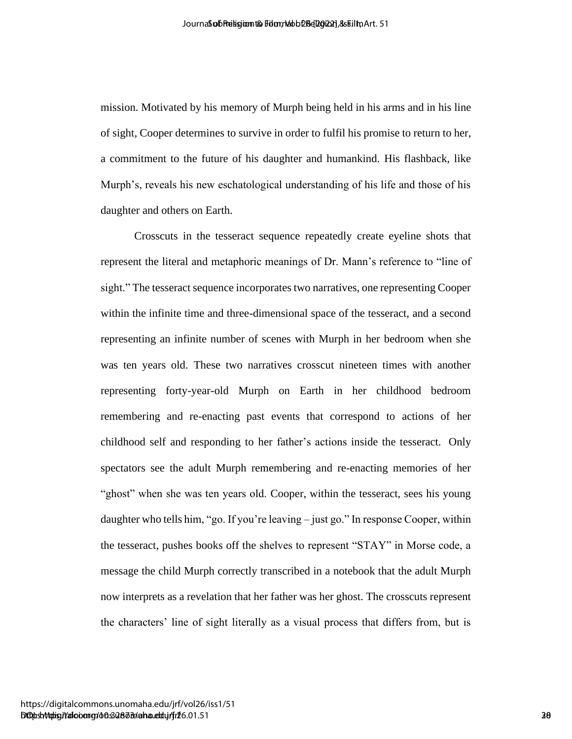mission. Motivated by his memory of Murph being held in his arms and in his line of sight, Cooper determines to survive in order to fulfil his promise to return to her, a commitment to the future of his daughter and humankind. His flashback, like Murph's, reveals his new eschatological understanding of his life and those of his daughter and others on Earth.

Crosscuts in the tesseract sequence repeatedly create eyeline shots that represent the literal and metaphoric meanings of Dr. Mann's reference to "line of sight." The tesseract sequence incorporates two narratives, one representing Cooper within the infinite time and three-dimensional space of the tesseract, and a second representing an infinite number of scenes with Murph in her bedroom when she was ten years old. These two narratives crosscut nineteen times with another representing forty-year-old Murph on Earth in her childhood bedroom remembering and re-enacting past events that correspond to actions of her childhood self and responding to her father's actions inside the tesseract. Only spectators see the adult Murph remembering and re-enacting memories of her "ghost" when she was ten years old. Cooper, within the tesseract, sees his young daughter who tells him, "go. If you're leaving – just go." In response Cooper, within the tesseract, pushes books off the shelves to represent "STAY" in Morse code, a message the child Murph correctly transcribed in a notebook that the adult Murph now interprets as a revelation that her father was her ghost. The crosscuts represent the characters' line of sight literally as a visual process that differs from, but is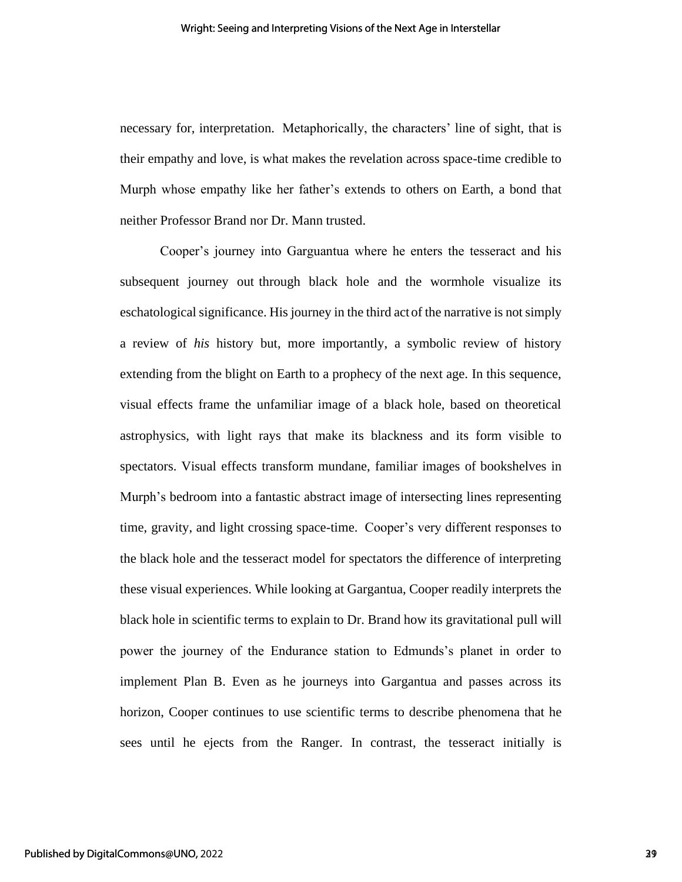necessary for, interpretation. Metaphorically, the characters' line of sight, that is their empathy and love, is what makes the revelation across space-time credible to Murph whose empathy like her father's extends to others on Earth, a bond that neither Professor Brand nor Dr. Mann trusted.

Cooper's journey into Garguantua where he enters the tesseract and his subsequent journey out through black hole and the wormhole visualize its eschatological significance. His journey in the third act of the narrative is not simply a review of *his* history but, more importantly, a symbolic review of history extending from the blight on Earth to a prophecy of the next age. In this sequence, visual effects frame the unfamiliar image of a black hole, based on theoretical astrophysics, with light rays that make its blackness and its form visible to spectators. Visual effects transform mundane, familiar images of bookshelves in Murph's bedroom into a fantastic abstract image of intersecting lines representing time, gravity, and light crossing space-time. Cooper's very different responses to the black hole and the tesseract model for spectators the difference of interpreting these visual experiences. While looking at Gargantua, Cooper readily interprets the black hole in scientific terms to explain to Dr. Brand how its gravitational pull will power the journey of the Endurance station to Edmunds's planet in order to implement Plan B. Even as he journeys into Gargantua and passes across its horizon, Cooper continues to use scientific terms to describe phenomena that he sees until he ejects from the Ranger. In contrast, the tesseract initially is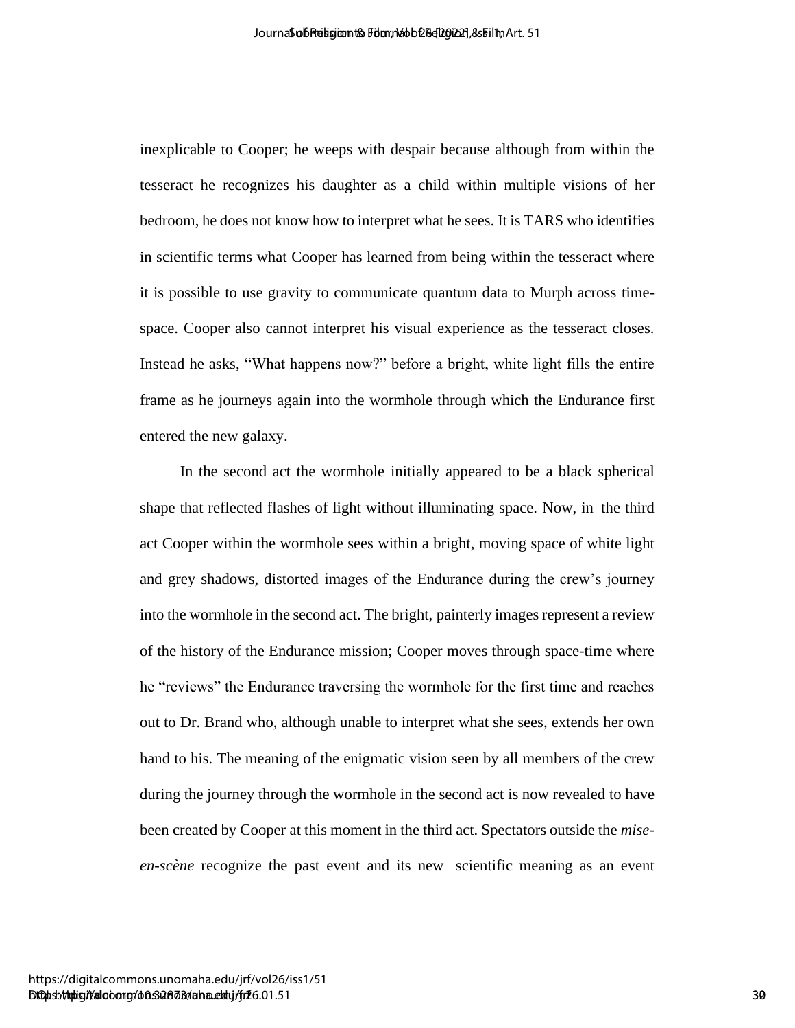inexplicable to Cooper; he weeps with despair because although from within the tesseract he recognizes his daughter as a child within multiple visions of her bedroom, he does not know how to interpret what he sees. It is TARS who identifies in scientific terms what Cooper has learned from being within the tesseract where it is possible to use gravity to communicate quantum data to Murph across time-space. Cooper also cannot interpret his visual experience as the tesseract closes. Instead he asks, "What happens now?" before a bright, white light fills the entire frame as he journeys again into the wormhole through which the Endurance first entered the new galaxy.

In the second act the wormhole initially appeared to be a black spherical shape that reflected flashes of light without illuminating space. Now, in the third act Cooper within the wormhole sees within a bright, moving space of white light and grey shadows, distorted images of the Endurance during the crew's journey into the wormhole in the second act. The bright, painterly images represent a review of the history of the Endurance mission; Cooper moves through space-time where he "reviews" the Endurance traversing the wormhole for the first time and reaches out to Dr. Brand who, although unable to interpret what she sees, extends her own hand to his. The meaning of the enigmatic vision seen by all members of the crew during the journey through the wormhole in the second act is now revealed to have been created by Cooper at this moment in the third act. Spectators outside the *mise-en-scène* recognize the past event and its new scientific meaning as an event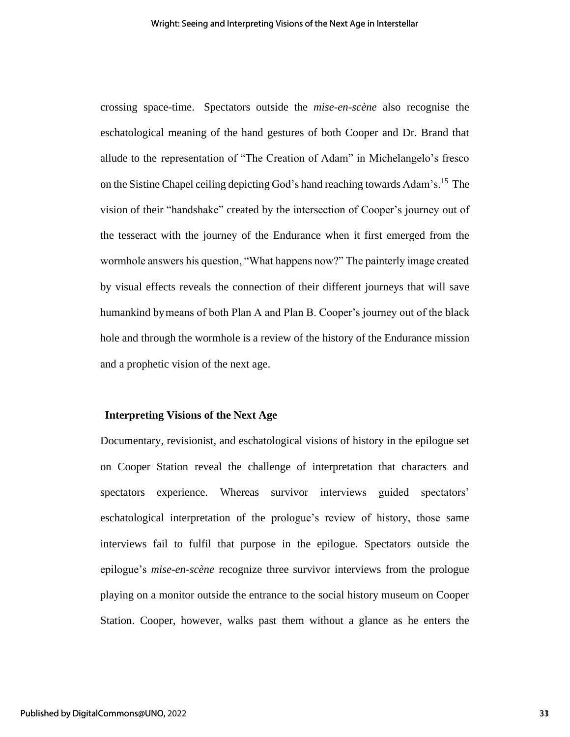crossing space-time. Spectators outside the *mise-en-scène* also recognise the eschatological meaning of the hand gestures of both Cooper and Dr. Brand that allude to the representation of "The Creation of Adam" in Michelangelo's fresco on the Sistine Chapel ceiling depicting God's hand reaching towards Adam's.[15] The vision of their "handshake" created by the intersection of Cooper's journey out of the tesseract with the journey of the Endurance when it first emerged from the wormhole answers his question, "What happens now?" The painterly image created by visual effects reveals the connection of their different journeys that will save humankind by means of both Plan A and Plan B. Cooper's journey out of the black hole and through the wormhole is a review of the history of the Endurance mission and a prophetic vision of the next age.

## Interpreting Visions of the Next Age

Documentary, revisionist, and eschatological visions of history in the epilogue set on Cooper Station reveal the challenge of interpretation that characters and spectators experience. Whereas survivor interviews guided spectators' eschatological interpretation of the prologue's review of history, those same interviews fail to fulfil that purpose in the epilogue. Spectators outside the epilogue's *mise-en-scène* recognize three survivor interviews from the prologue playing on a monitor outside the entrance to the social history museum on Cooper Station. Cooper, however, walks past them without a glance as he enters the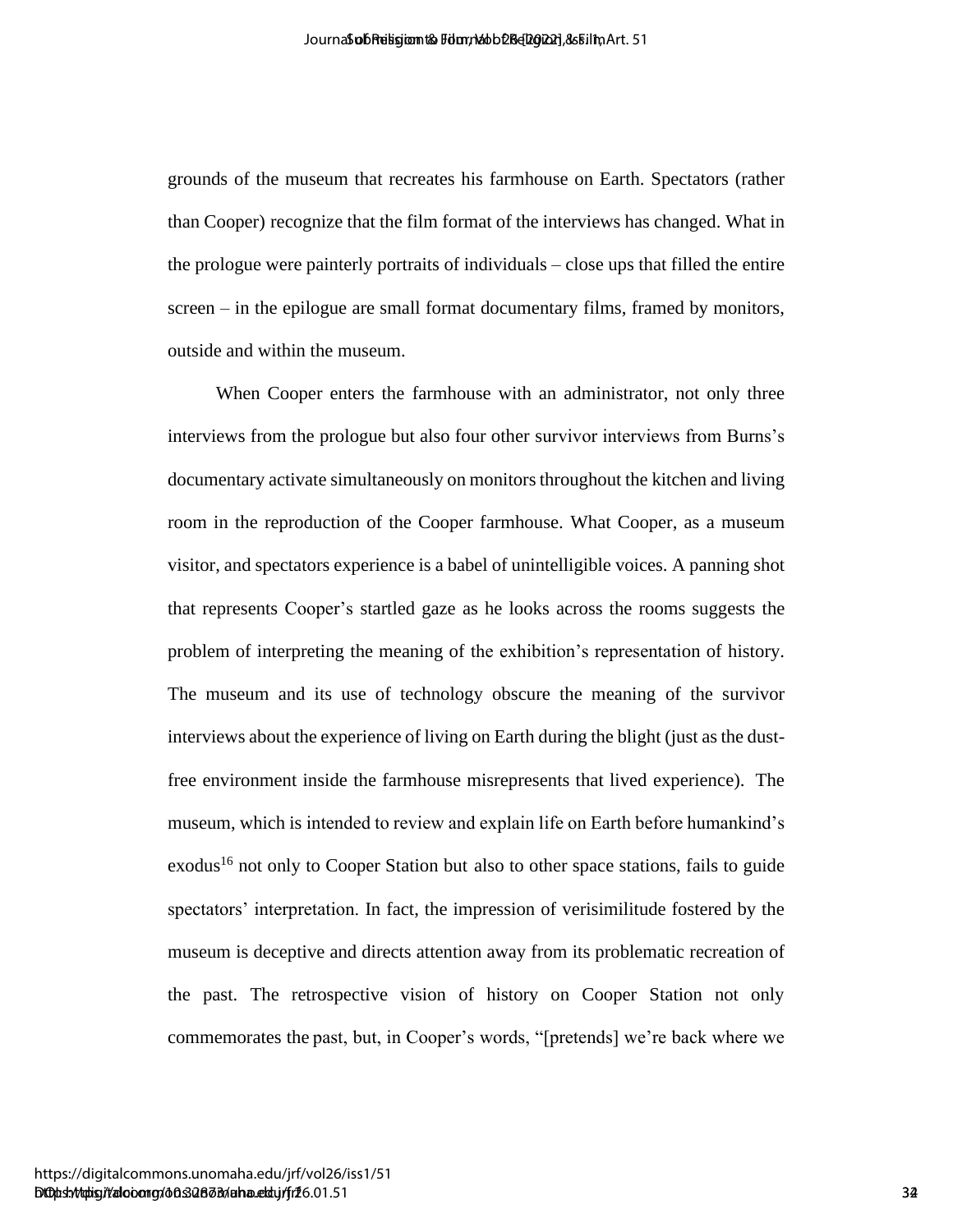grounds of the museum that recreates his farmhouse on Earth. Spectators (rather than Cooper) recognize that the film format of the interviews has changed. What in the prologue were painterly portraits of individuals – close ups that filled the entire screen – in the epilogue are small format documentary films, framed by monitors, outside and within the museum.

When Cooper enters the farmhouse with an administrator, not only three interviews from the prologue but also four other survivor interviews from Burns's documentary activate simultaneously on monitors throughout the kitchen and living room in the reproduction of the Cooper farmhouse. What Cooper, as a museum visitor, and spectators experience is a babel of unintelligible voices. A panning shot that represents Cooper's startled gaze as he looks across the rooms suggests the problem of interpreting the meaning of the exhibition's representation of history. The museum and its use of technology obscure the meaning of the survivor interviews about the experience of living on Earth during the blight (just as the dust-free environment inside the farmhouse misrepresents that lived experience). The museum, which is intended to review and explain life on Earth before humankind's exodus[16] not only to Cooper Station but also to other space stations, fails to guide spectators' interpretation. In fact, the impression of verisimilitude fostered by the museum is deceptive and directs attention away from its problematic recreation of the past. The retrospective vision of history on Cooper Station not only commemorates the past, but, in Cooper's words, "[pretends] we're back where we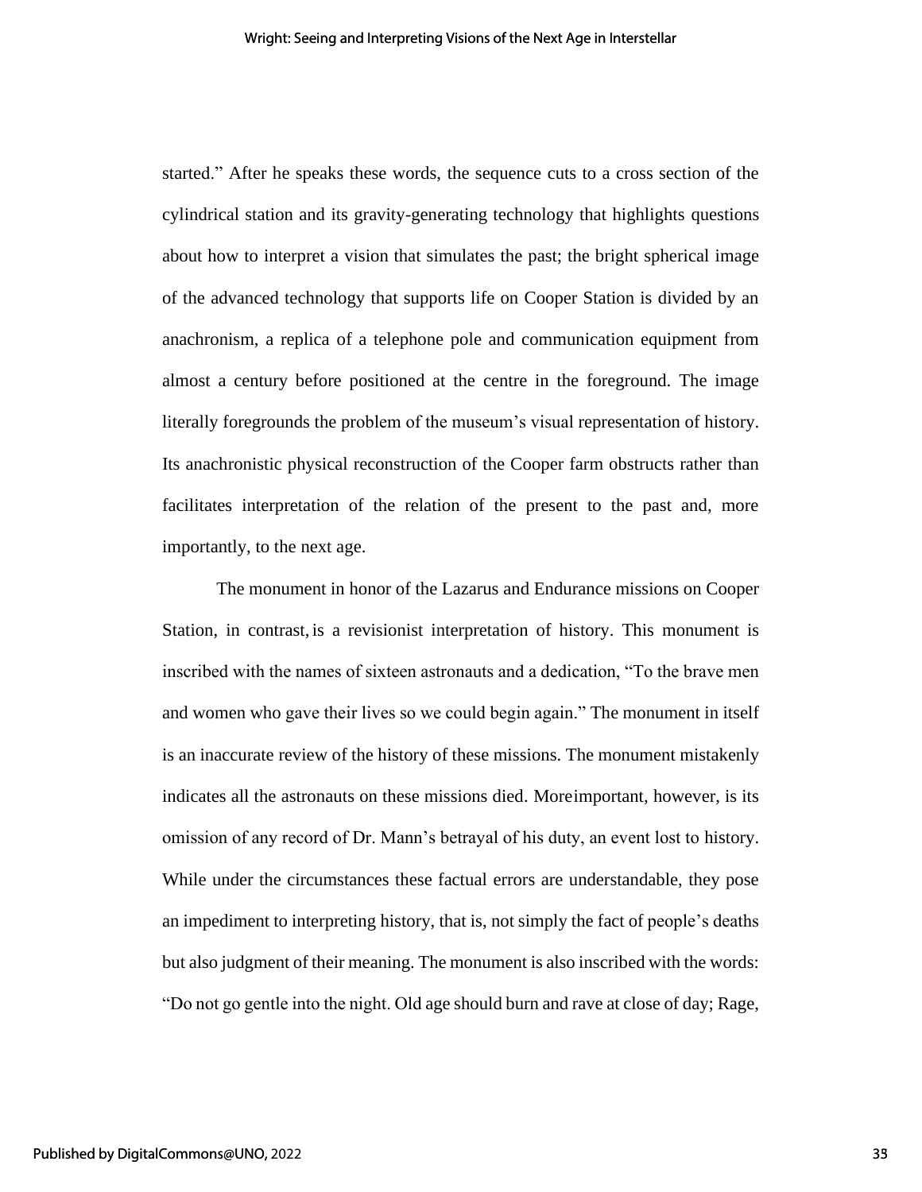started." After he speaks these words, the sequence cuts to a cross section of the cylindrical station and its gravity-generating technology that highlights questions about how to interpret a vision that simulates the past; the bright spherical image of the advanced technology that supports life on Cooper Station is divided by an anachronism, a replica of a telephone pole and communication equipment from almost a century before positioned at the centre in the foreground. The image literally foregrounds the problem of the museum's visual representation of history. Its anachronistic physical reconstruction of the Cooper farm obstructs rather than facilitates interpretation of the relation of the present to the past and, more importantly, to the next age.

The monument in honor of the Lazarus and Endurance missions on Cooper Station, in contrast, is a revisionist interpretation of history. This monument is inscribed with the names of sixteen astronauts and a dedication, "To the brave men and women who gave their lives so we could begin again." The monument in itself is an inaccurate review of the history of these missions. The monument mistakenly indicates all the astronauts on these missions died. Moreimportant, however, is its omission of any record of Dr. Mann's betrayal of his duty, an event lost to history. While under the circumstances these factual errors are understandable, they pose an impediment to interpreting history, that is, not simply the fact of people's deaths but also judgment of their meaning. The monument is also inscribed with the words: "Do not go gentle into the night. Old age should burn and rave at close of day; Rage,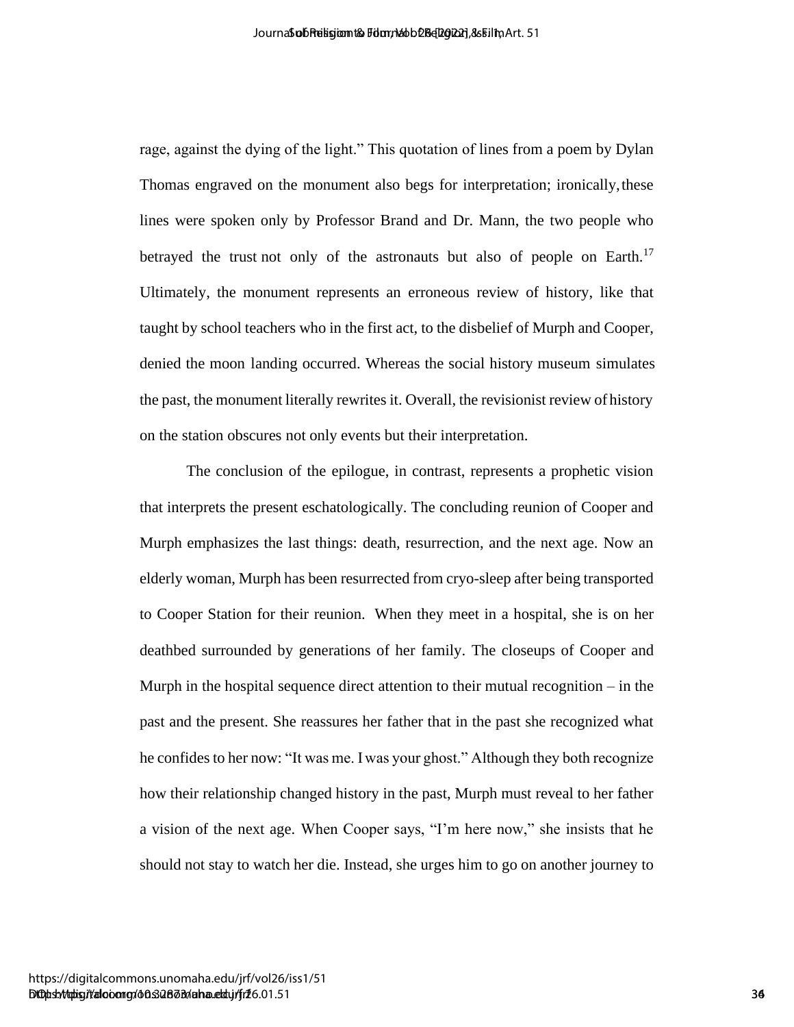rage, against the dying of the light." This quotation of lines from a poem by Dylan Thomas engraved on the monument also begs for interpretation; ironically, these lines were spoken only by Professor Brand and Dr. Mann, the two people who betrayed the trust not only of the astronauts but also of people on Earth.[17] Ultimately, the monument represents an erroneous review of history, like that taught by school teachers who in the first act, to the disbelief of Murph and Cooper, denied the moon landing occurred. Whereas the social history museum simulates the past, the monument literally rewrites it. Overall, the revisionist review of history on the station obscures not only events but their interpretation.

The conclusion of the epilogue, in contrast, represents a prophetic vision that interprets the present eschatologically. The concluding reunion of Cooper and Murph emphasizes the last things: death, resurrection, and the next age. Now an elderly woman, Murph has been resurrected from cryo-sleep after being transported to Cooper Station for their reunion. When they meet in a hospital, she is on her deathbed surrounded by generations of her family. The closeups of Cooper and Murph in the hospital sequence direct attention to their mutual recognition – in the past and the present. She reassures her father that in the past she recognized what he confides to her now: "It was me. I was your ghost." Although they both recognize how their relationship changed history in the past, Murph must reveal to her father a vision of the next age. When Cooper says, "I'm here now," she insists that he should not stay to watch her die. Instead, she urges him to go on another journey to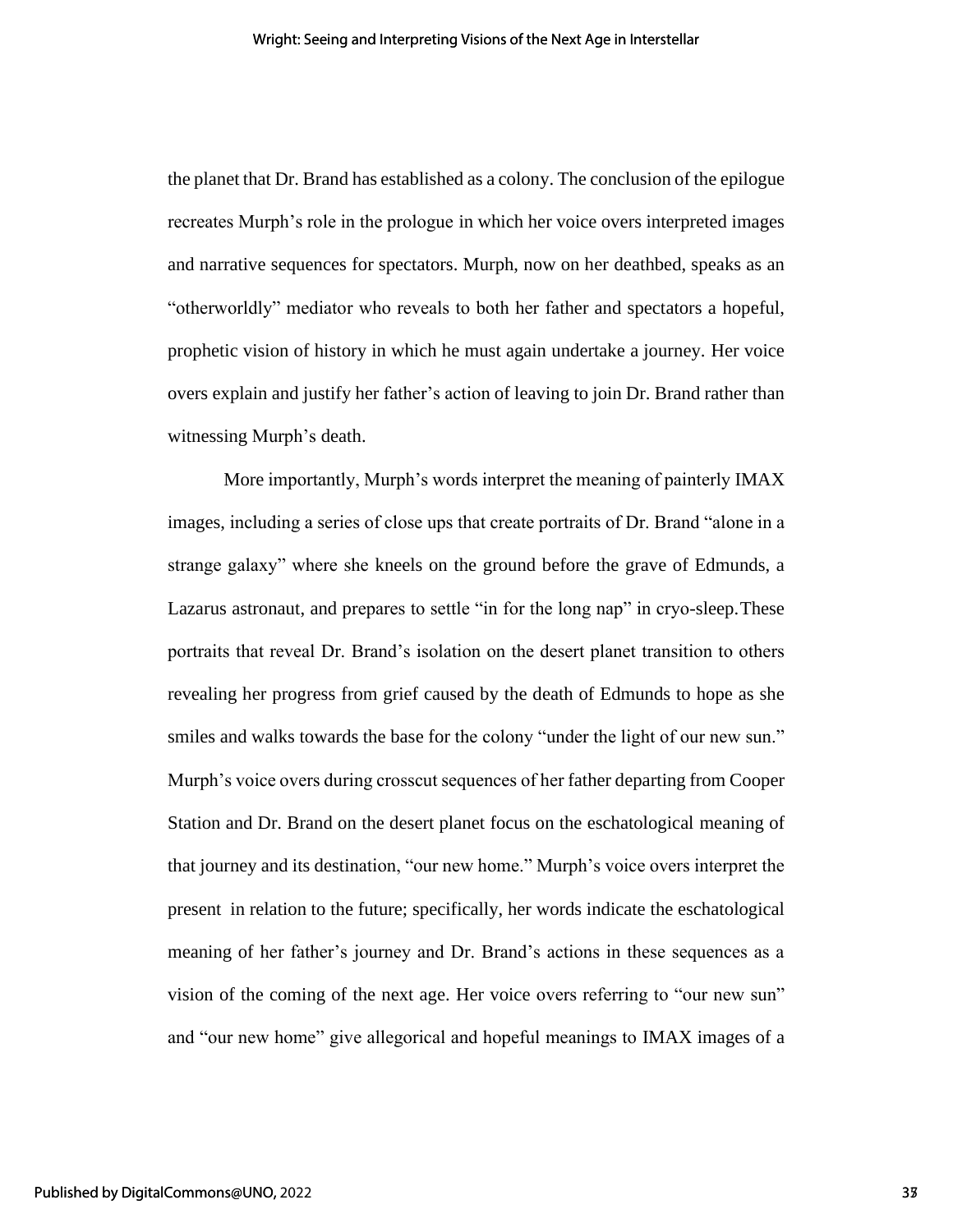the planet that Dr. Brand has established as a colony. The conclusion of the epilogue recreates Murph's role in the prologue in which her voice overs interpreted images and narrative sequences for spectators. Murph, now on her deathbed, speaks as an "otherworldly" mediator who reveals to both her father and spectators a hopeful, prophetic vision of history in which he must again undertake a journey. Her voice overs explain and justify her father's action of leaving to join Dr. Brand rather than witnessing Murph's death.

More importantly, Murph's words interpret the meaning of painterly IMAX images, including a series of close ups that create portraits of Dr. Brand "alone in a strange galaxy" where she kneels on the ground before the grave of Edmunds, a Lazarus astronaut, and prepares to settle "in for the long nap" in cryo-sleep. These portraits that reveal Dr. Brand's isolation on the desert planet transition to others revealing her progress from grief caused by the death of Edmunds to hope as she smiles and walks towards the base for the colony "under the light of our new sun." Murph's voice overs during crosscut sequences of her father departing from Cooper Station and Dr. Brand on the desert planet focus on the eschatological meaning of that journey and its destination, "our new home." Murph's voice overs interpret the present in relation to the future; specifically, her words indicate the eschatological meaning of her father's journey and Dr. Brand's actions in these sequences as a vision of the coming of the next age. Her voice overs referring to "our new sun" and "our new home" give allegorical and hopeful meanings to IMAX images of a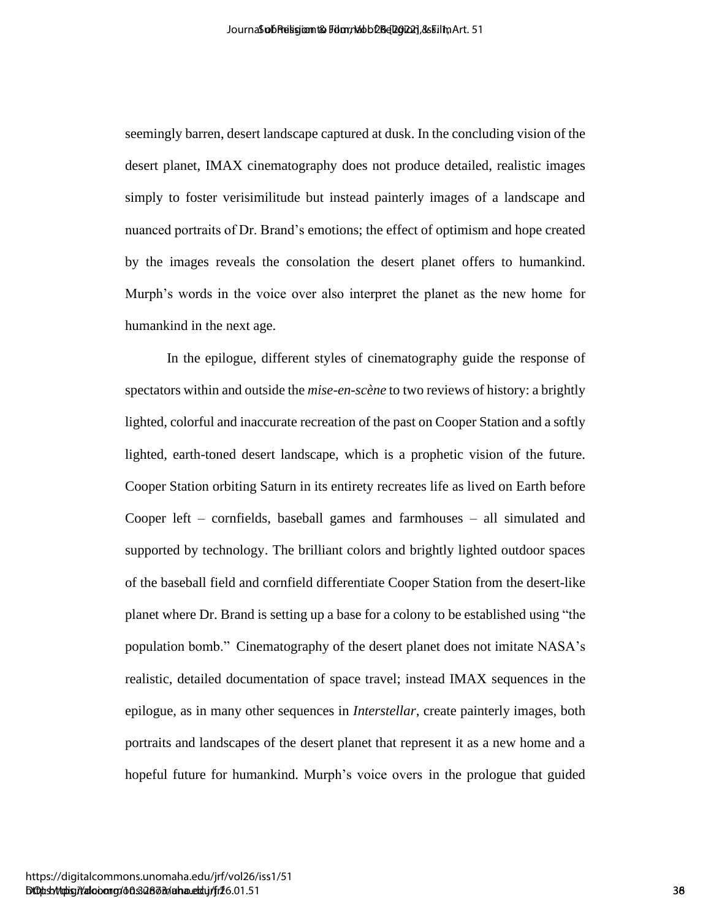seemingly barren, desert landscape captured at dusk. In the concluding vision of the desert planet, IMAX cinematography does not produce detailed, realistic images simply to foster verisimilitude but instead painterly images of a landscape and nuanced portraits of Dr. Brand's emotions; the effect of optimism and hope created by the images reveals the consolation the desert planet offers to humankind. Murph's words in the voice over also interpret the planet as the new home for humankind in the next age.

In the epilogue, different styles of cinematography guide the response of spectators within and outside the *mise-en-scène* to two reviews of history: a brightly lighted, colorful and inaccurate recreation of the past on Cooper Station and a softly lighted, earth-toned desert landscape, which is a prophetic vision of the future. Cooper Station orbiting Saturn in its entirety recreates life as lived on Earth before Cooper left – cornfields, baseball games and farmhouses – all simulated and supported by technology. The brilliant colors and brightly lighted outdoor spaces of the baseball field and cornfield differentiate Cooper Station from the desert-like planet where Dr. Brand is setting up a base for a colony to be established using "the population bomb." Cinematography of the desert planet does not imitate NASA's realistic, detailed documentation of space travel; instead IMAX sequences in the epilogue, as in many other sequences in *Interstellar*, create painterly images, both portraits and landscapes of the desert planet that represent it as a new home and a hopeful future for humankind. Murph's voice overs in the prologue that guided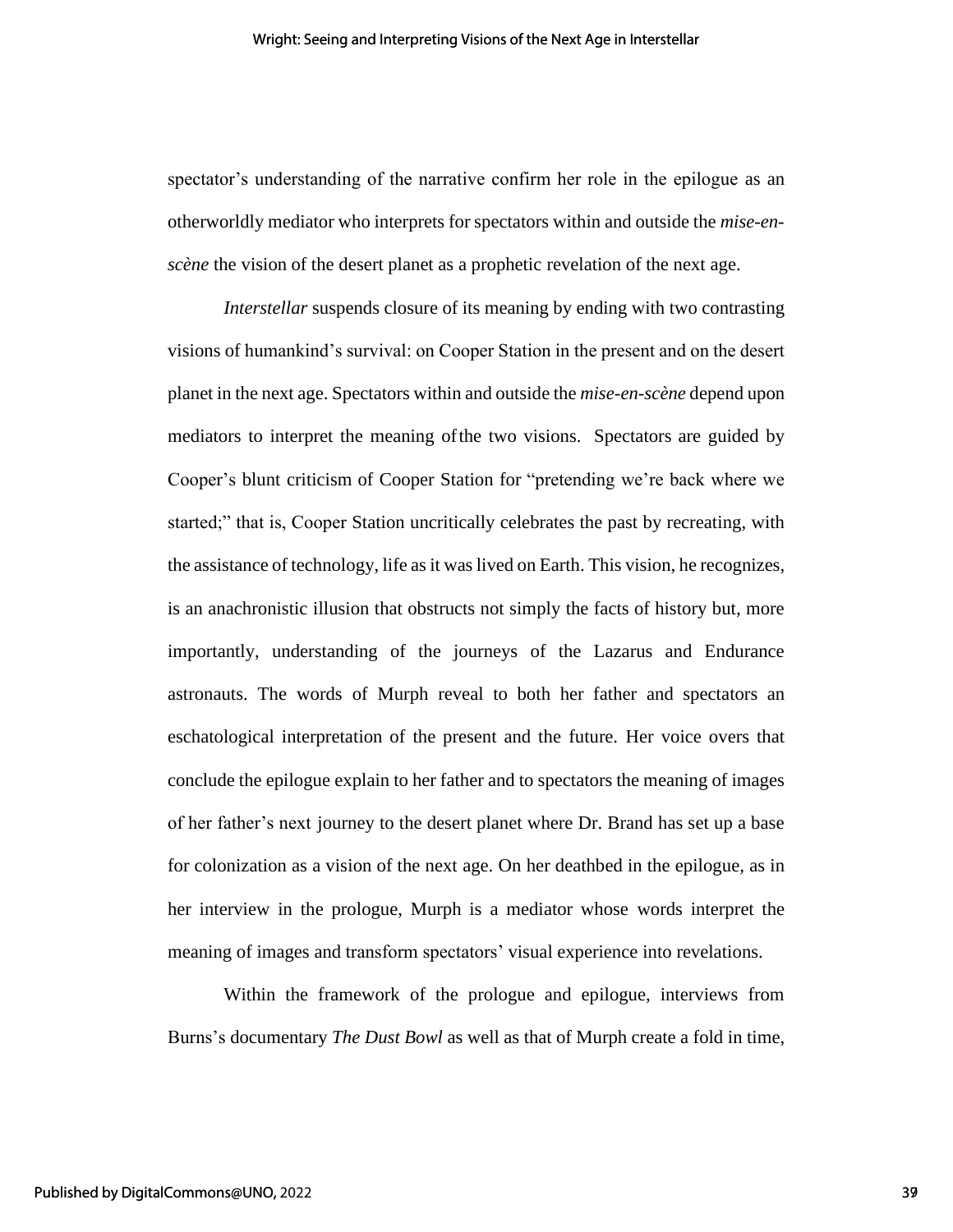spectator's understanding of the narrative confirm her role in the epilogue as an otherworldly mediator who interprets for spectators within and outside the *mise-en-scène* the vision of the desert planet as a prophetic revelation of the next age.

*Interstellar* suspends closure of its meaning by ending with two contrasting visions of humankind's survival: on Cooper Station in the present and on the desert planet in the next age. Spectators within and outside the *mise-en-scène* depend upon mediators to interpret the meaning of the two visions. Spectators are guided by Cooper's blunt criticism of Cooper Station for "pretending we're back where we started;" that is, Cooper Station uncritically celebrates the past by recreating, with the assistance of technology, life as it was lived on Earth. This vision, he recognizes, is an anachronistic illusion that obstructs not simply the facts of history but, more importantly, understanding of the journeys of the Lazarus and Endurance astronauts. The words of Murph reveal to both her father and spectators an eschatological interpretation of the present and the future. Her voice overs that conclude the epilogue explain to her father and to spectators the meaning of images of her father's next journey to the desert planet where Dr. Brand has set up a base for colonization as a vision of the next age. On her deathbed in the epilogue, as in her interview in the prologue, Murph is a mediator whose words interpret the meaning of images and transform spectators' visual experience into revelations.

Within the framework of the prologue and epilogue, interviews from Burns's documentary *The Dust Bowl* as well as that of Murph create a fold in time,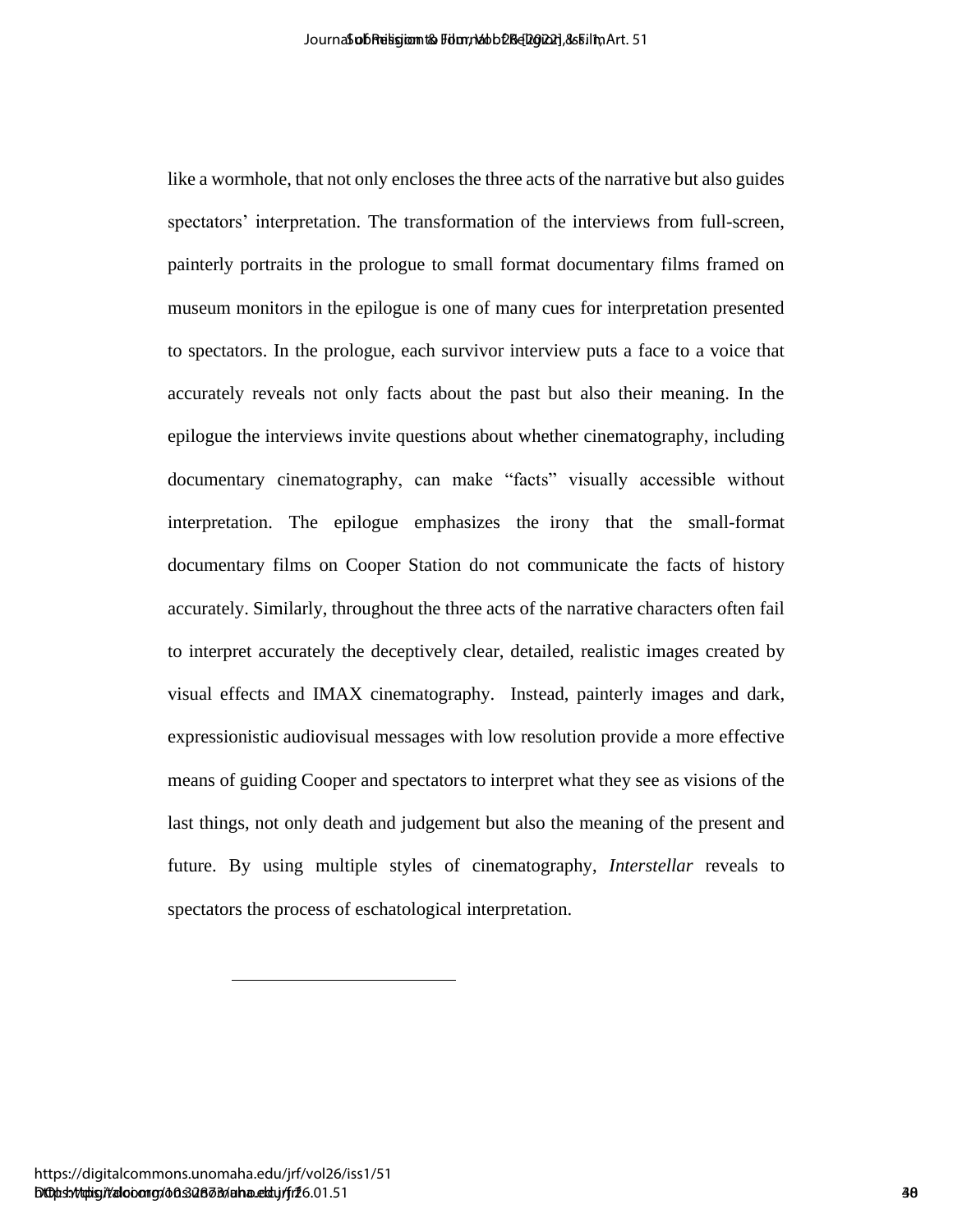like a wormhole, that not only encloses the three acts of the narrative but also guides spectators' interpretation. The transformation of the interviews from full-screen, painterly portraits in the prologue to small format documentary films framed on museum monitors in the epilogue is one of many cues for interpretation presented to spectators. In the prologue, each survivor interview puts a face to a voice that accurately reveals not only facts about the past but also their meaning. In the epilogue the interviews invite questions about whether cinematography, including documentary cinematography, can make "facts" visually accessible without interpretation. The epilogue emphasizes the irony that the small-format documentary films on Cooper Station do not communicate the facts of history accurately. Similarly, throughout the three acts of the narrative characters often fail to interpret accurately the deceptively clear, detailed, realistic images created by visual effects and IMAX cinematography. Instead, painterly images and dark, expressionistic audiovisual messages with low resolution provide a more effective means of guiding Cooper and spectators to interpret what they see as visions of the last things, not only death and judgement but also the meaning of the present and future. By using multiple styles of cinematography, *Interstellar* reveals to spectators the process of eschatological interpretation.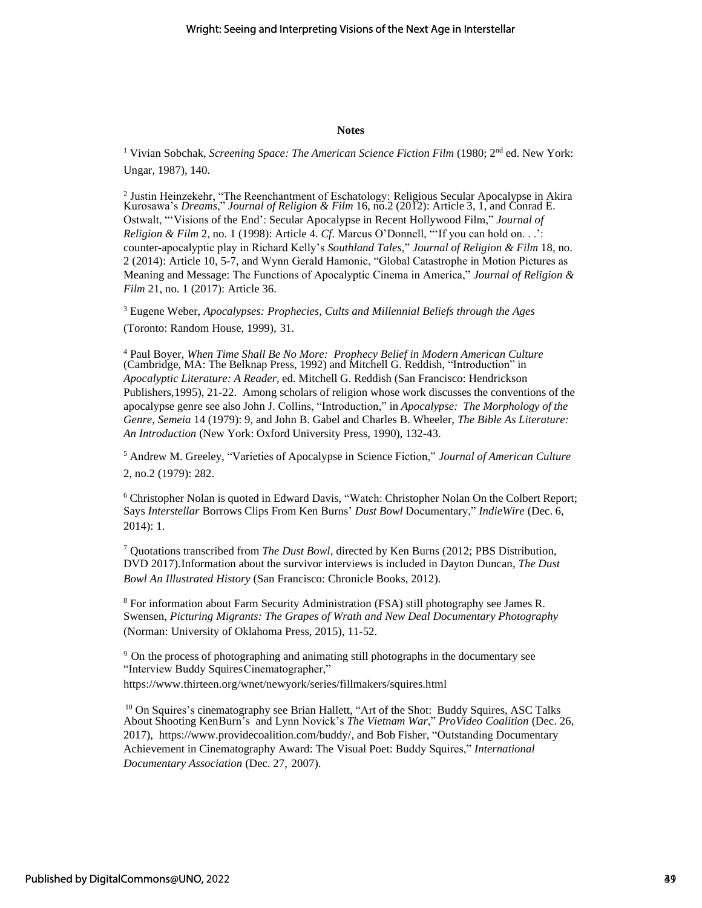## Notes

[1] Vivian Sobchak, *Screening Space: The American Science Fiction Film* (1980; 2nd ed. New York: Ungar, 1987), 140.

[2] Justin Heinzekehr, "The Reenchantment of Eschatology: Religious Secular Apocalypse in Akira Kurosawa's *Dreams*," *Journal of Religion & Film* 16, no.2 (2012): Article 3, 1, and Conrad E. Ostwalt, "'Visions of the End': Secular Apocalypse in Recent Hollywood Film," *Journal of Religion & Film* 2, no. 1 (1998): Article 4. *Cf*. Marcus O'Donnell, "'If you can hold on. . .': counter-apocalyptic play in Richard Kelly's *Southland Tales*," *Journal of Religion & Film* 18, no. 2 (2014): Article 10, 5-7, and Wynn Gerald Hamonic, "Global Catastrophe in Motion Pictures as Meaning and Message: The Functions of Apocalyptic Cinema in America," *Journal of Religion & Film* 21, no. 1 (2017): Article 36.

[3] Eugene Weber, *Apocalypses: Prophecies, Cults and Millennial Beliefs through the Ages* (Toronto: Random House, 1999), 31.

[4] Paul Boyer, *When Time Shall Be No More: Prophecy Belief in Modern American Culture* (Cambridge, MA: The Belknap Press, 1992) and Mitchell G. Reddish, "Introduction" in *Apocalyptic Literature: A Reader*, ed. Mitchell G. Reddish (San Francisco: Hendrickson Publishers,1995), 21-22. Among scholars of religion whose work discusses the conventions of the apocalypse genre see also John J. Collins, "Introduction," in *Apocalypse: The Morphology of the Genre*, *Semeia* 14 (1979): 9, and John B. Gabel and Charles B. Wheeler, *The Bible As Literature: An Introduction* (New York: Oxford University Press, 1990), 132-43.

[5] Andrew M. Greeley, "Varieties of Apocalypse in Science Fiction," *Journal of American Culture* 2, no.2 (1979): 282.

[6] Christopher Nolan is quoted in Edward Davis, "Watch: Christopher Nolan On the Colbert Report; Says *Interstellar* Borrows Clips From Ken Burns' *Dust Bowl* Documentary," *IndieWire* (Dec. 6, 2014): 1.

[7] Quotations transcribed from *The Dust Bowl*, directed by Ken Burns (2012; PBS Distribution, DVD 2017).Information about the survivor interviews is included in Dayton Duncan, *The Dust Bowl An Illustrated History* (San Francisco: Chronicle Books, 2012).

[8] For information about Farm Security Administration (FSA) still photography see James R. Swensen, *Picturing Migrants: The Grapes of Wrath and New Deal Documentary Photography* (Norman: University of Oklahoma Press, 2015), 11-52.

[9] On the process of photographing and animating still photographs in the documentary see "Interview Buddy SquiresCinematographer," https://www.thirteen.org/wnet/newyork/series/fillmakers/squires.html

[10] On Squires's cinematography see Brian Hallett, "Art of the Shot: Buddy Squires, ASC Talks About Shooting KenBurn's and Lynn Novick's *The Vietnam War*," *ProVideo Coalition* (Dec. 26, 2017), https://www.providecoalition.com/buddy/, and Bob Fisher, "Outstanding Documentary Achievement in Cinematography Award: The Visual Poet: Buddy Squires," *International Documentary Association* (Dec. 27, 2007).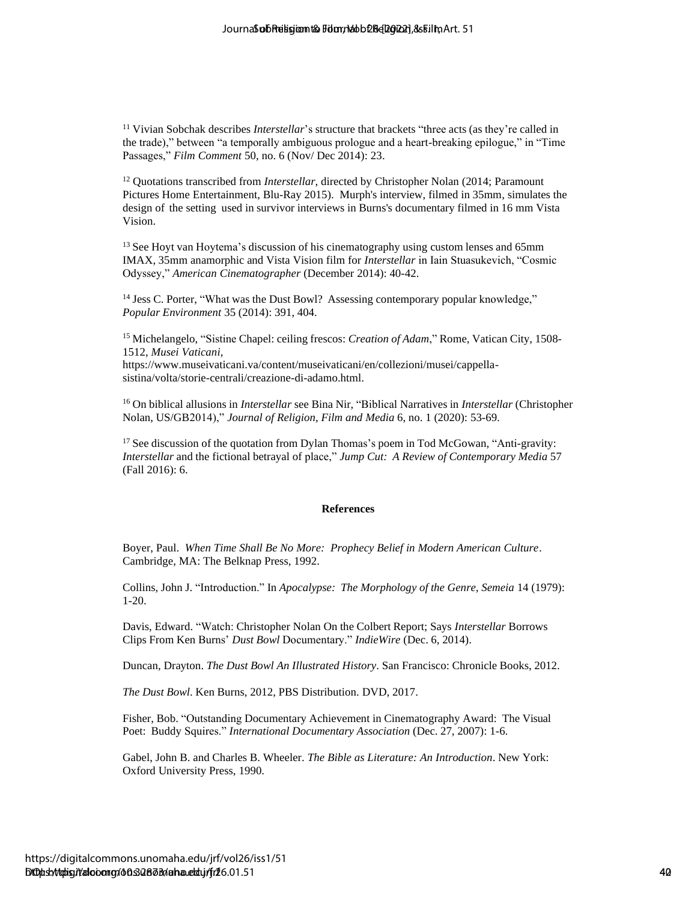[11] Vivian Sobchak describes *Interstellar*'s structure that brackets "three acts (as they're called in the trade)," between "a temporally ambiguous prologue and a heart-breaking epilogue," in "Time Passages," *Film Comment* 50, no. 6 (Nov/ Dec 2014): 23.

[12] Quotations transcribed from *Interstellar*, directed by Christopher Nolan (2014; Paramount Pictures Home Entertainment, Blu-Ray 2015). Murph's interview, filmed in 35mm, simulates the design of the setting used in survivor interviews in Burns's documentary filmed in 16 mm Vista Vision.

[13] See Hoyt van Hoytema's discussion of his cinematography using custom lenses and 65mm IMAX, 35mm anamorphic and Vista Vision film for *Interstellar* in Iain Stuasukevich, "Cosmic Odyssey," *American Cinematographer* (December 2014): 40-42.

[14] Jess C. Porter, "What was the Dust Bowl? Assessing contemporary popular knowledge," *Popular Environment* 35 (2014): 391, 404.

[15] Michelangelo, "Sistine Chapel: ceiling frescos: *Creation of Adam*," Rome, Vatican City, 1508-1512, *Musei Vaticani*, https://www.museivaticani.va/content/museivaticani/en/collezioni/musei/cappella-sistina/volta/storie-centrali/creazione-di-adamo.html.

[16] On biblical allusions in *Interstellar* see Bina Nir, "Biblical Narratives in *Interstellar* (Christopher Nolan, US/GB2014)," *Journal of Religion, Film and Media* 6, no. 1 (2020): 53-69.

[17] See discussion of the quotation from Dylan Thomas's poem in Tod McGowan, "Anti-gravity: *Interstellar* and the fictional betrayal of place," *Jump Cut: A Review of Contemporary Media* 57 (Fall 2016): 6.

## References

Boyer, Paul. *When Time Shall Be No More: Prophecy Belief in Modern American Culture*. Cambridge, MA: The Belknap Press, 1992.

Collins, John J. "Introduction." In *Apocalypse: The Morphology of the Genre*, *Semeia* 14 (1979): 1-20.

Davis, Edward. "Watch: Christopher Nolan On the Colbert Report; Says *Interstellar* Borrows Clips From Ken Burns' *Dust Bowl* Documentary." *IndieWire* (Dec. 6, 2014).

Duncan, Drayton. *The Dust Bowl An Illustrated History*. San Francisco: Chronicle Books, 2012.

*The Dust Bowl*. Ken Burns, 2012, PBS Distribution. DVD, 2017.

Fisher, Bob. "Outstanding Documentary Achievement in Cinematography Award: The Visual Poet: Buddy Squires." *International Documentary Association* (Dec. 27, 2007): 1-6.

Gabel, John B. and Charles B. Wheeler. *The Bible as Literature: An Introduction*. New York: Oxford University Press, 1990.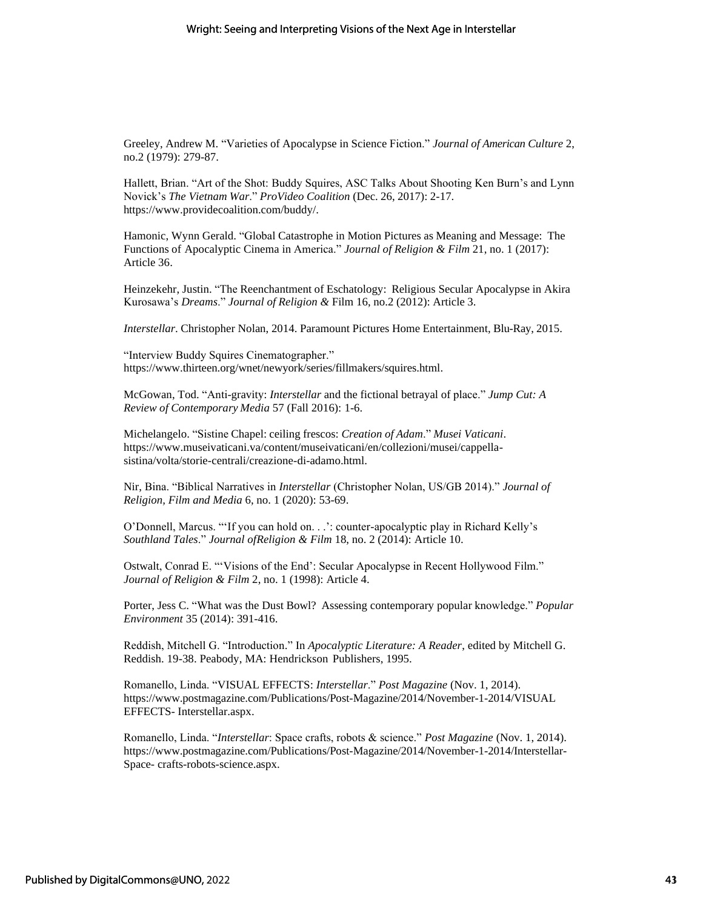Greeley, Andrew M. "Varieties of Apocalypse in Science Fiction." *Journal of American Culture* 2, no.2 (1979): 279-87.

Hallett, Brian. "Art of the Shot: Buddy Squires, ASC Talks About Shooting Ken Burn's and Lynn Novick's *The Vietnam War*." *ProVideo Coalition* (Dec. 26, 2017): 2-17. https://www.providecoalition.com/buddy/.

Hamonic, Wynn Gerald. "Global Catastrophe in Motion Pictures as Meaning and Message: The Functions of Apocalyptic Cinema in America." *Journal of Religion & Film* 21, no. 1 (2017): Article 36.

Heinzekehr, Justin. "The Reenchantment of Eschatology: Religious Secular Apocalypse in Akira Kurosawa's *Dreams*." *Journal of Religion &* Film 16, no.2 (2012): Article 3.

*Interstellar*. Christopher Nolan, 2014. Paramount Pictures Home Entertainment, Blu-Ray, 2015.

"Interview Buddy Squires Cinematographer." https://www.thirteen.org/wnet/newyork/series/fillmakers/squires.html.

McGowan, Tod. "Anti-gravity: *Interstellar* and the fictional betrayal of place." *Jump Cut: A Review of Contemporary Media* 57 (Fall 2016): 1-6.

Michelangelo. "Sistine Chapel: ceiling frescos: *Creation of Adam*." *Musei Vaticani*. https://www.museivaticani.va/content/museivaticani/en/collezioni/musei/cappella-sistina/volta/storie-centrali/creazione-di-adamo.html.

Nir, Bina. "Biblical Narratives in *Interstellar* (Christopher Nolan, US/GB 2014)." *Journal of Religion, Film and Media* 6, no. 1 (2020): 53-69.

O'Donnell, Marcus. "'If you can hold on. . .': counter-apocalyptic play in Richard Kelly's *Southland Tales*." *Journal ofReligion & Film* 18, no. 2 (2014): Article 10.

Ostwalt, Conrad E. "'Visions of the End': Secular Apocalypse in Recent Hollywood Film." *Journal of Religion & Film* 2, no. 1 (1998): Article 4.

Porter, Jess C. "What was the Dust Bowl? Assessing contemporary popular knowledge." *Popular Environment* 35 (2014): 391-416.

Reddish, Mitchell G. "Introduction." In *Apocalyptic Literature: A Reader*, edited by Mitchell G. Reddish. 19-38. Peabody, MA: Hendrickson Publishers, 1995.

Romanello, Linda. "VISUAL EFFECTS: *Interstellar*." *Post Magazine* (Nov. 1, 2014). https://www.postmagazine.com/Publications/Post-Magazine/2014/November-1-2014/VISUAL EFFECTS- Interstellar.aspx.

Romanello, Linda. "*Interstellar*: Space crafts, robots & science." *Post Magazine* (Nov. 1, 2014). https://www.postmagazine.com/Publications/Post-Magazine/2014/November-1-2014/Interstellar-Space- crafts-robots-science.aspx.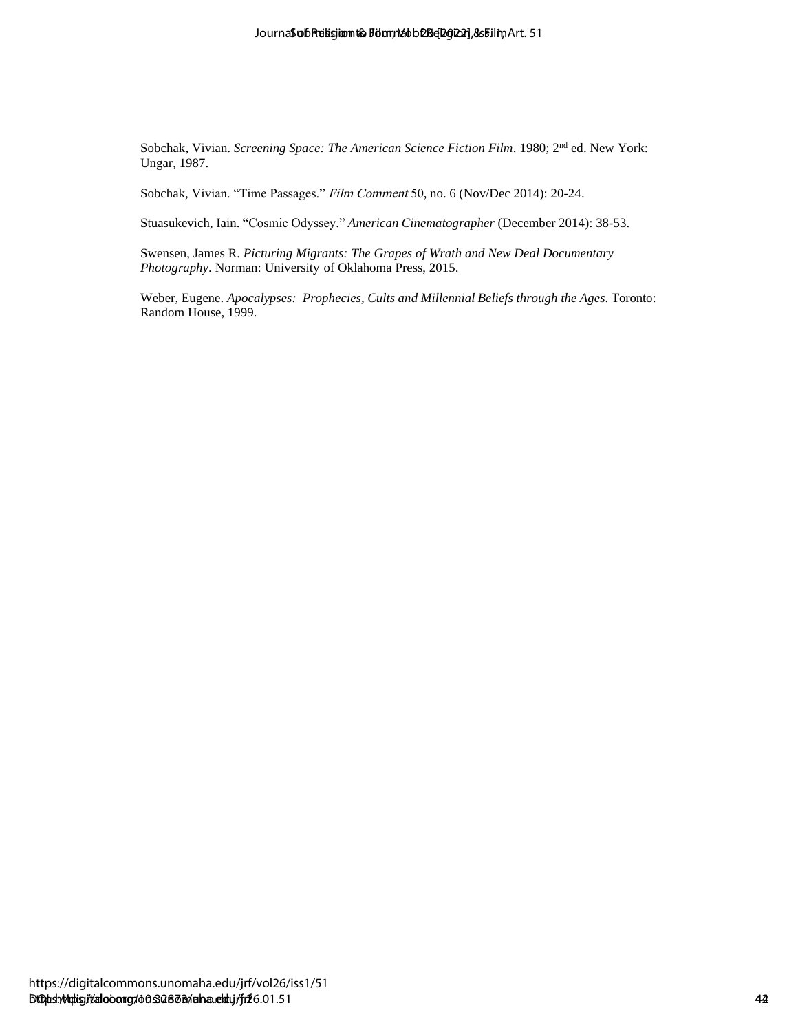Sobchak, Vivian. *Screening Space: The American Science Fiction Film*. 1980; 2nd ed. New York: Ungar, 1987.

Sobchak, Vivian. "Time Passages." *Film Comment* 50, no. 6 (Nov/Dec 2014): 20-24.

Stuasukevich, Iain. "Cosmic Odyssey." *American Cinematographer* (December 2014): 38-53.

Swensen, James R. *Picturing Migrants: The Grapes of Wrath and New Deal Documentary Photography*. Norman: University of Oklahoma Press, 2015.

Weber, Eugene. *Apocalypses: Prophecies, Cults and Millennial Beliefs through the Ages*. Toronto: Random House, 1999.